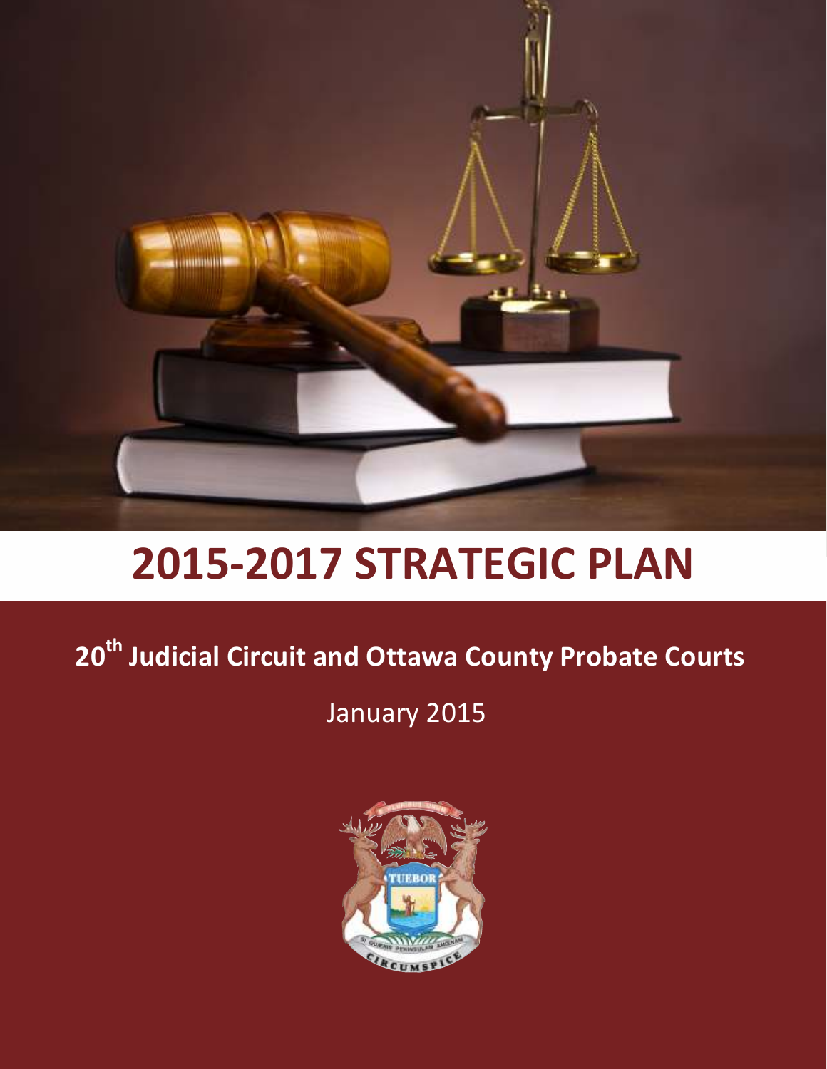# 2015-2017 STRATEGIC PLAN

## 20th Judicial Circuit and Ottawa County Probate Courts

January 2015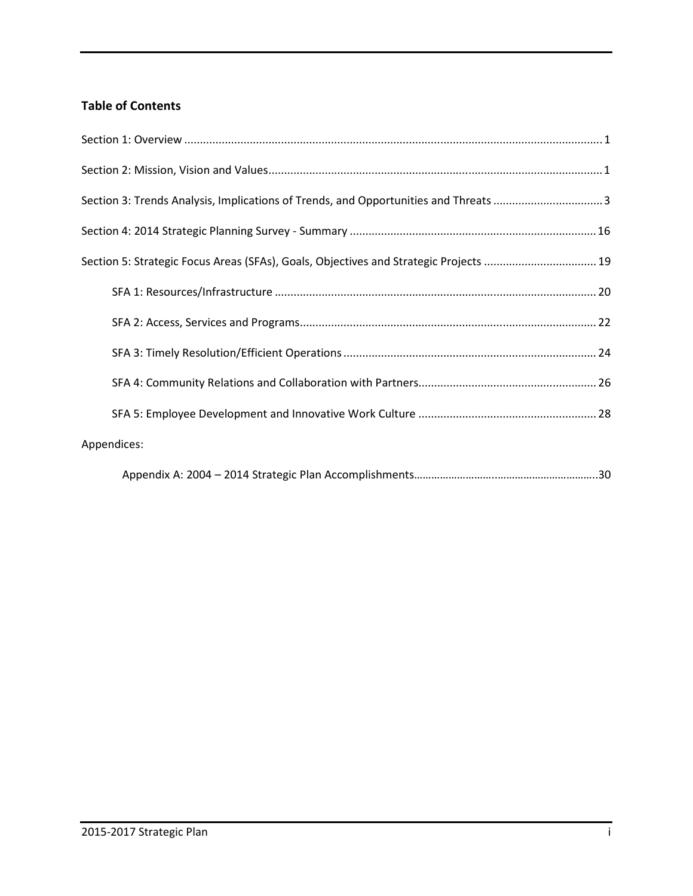## Table of Contents

Section 1: Overview ..................................................................................................................................... 1

Section 2: Mission, Vision and Values.......................................................................................................... 1

Section 3: Trends Analysis, Implications of Trends, and Opportunities and Threats .................................. 3

Section 4: 2014 Strategic Planning Survey - Summary .............................................................................. 16

Section 5: Strategic Focus Areas (SFAs), Goals, Objectives and Strategic Projects .................................... 19

- SFA 1: Resources/Infrastructure ...................................................................................................... 20
- SFA 2: Access, Services and Programs.............................................................................................. 22
- SFA 3: Timely Resolution/Efficient Operations ................................................................................ 24
- SFA 4: Community Relations and Collaboration with Partners......................................................... 26
- SFA 5: Employee Development and Innovative Work Culture ......................................................... 28

Appendices:

- Appendix A: 2004 – 2014 Strategic Plan Accomplishments..............................................................30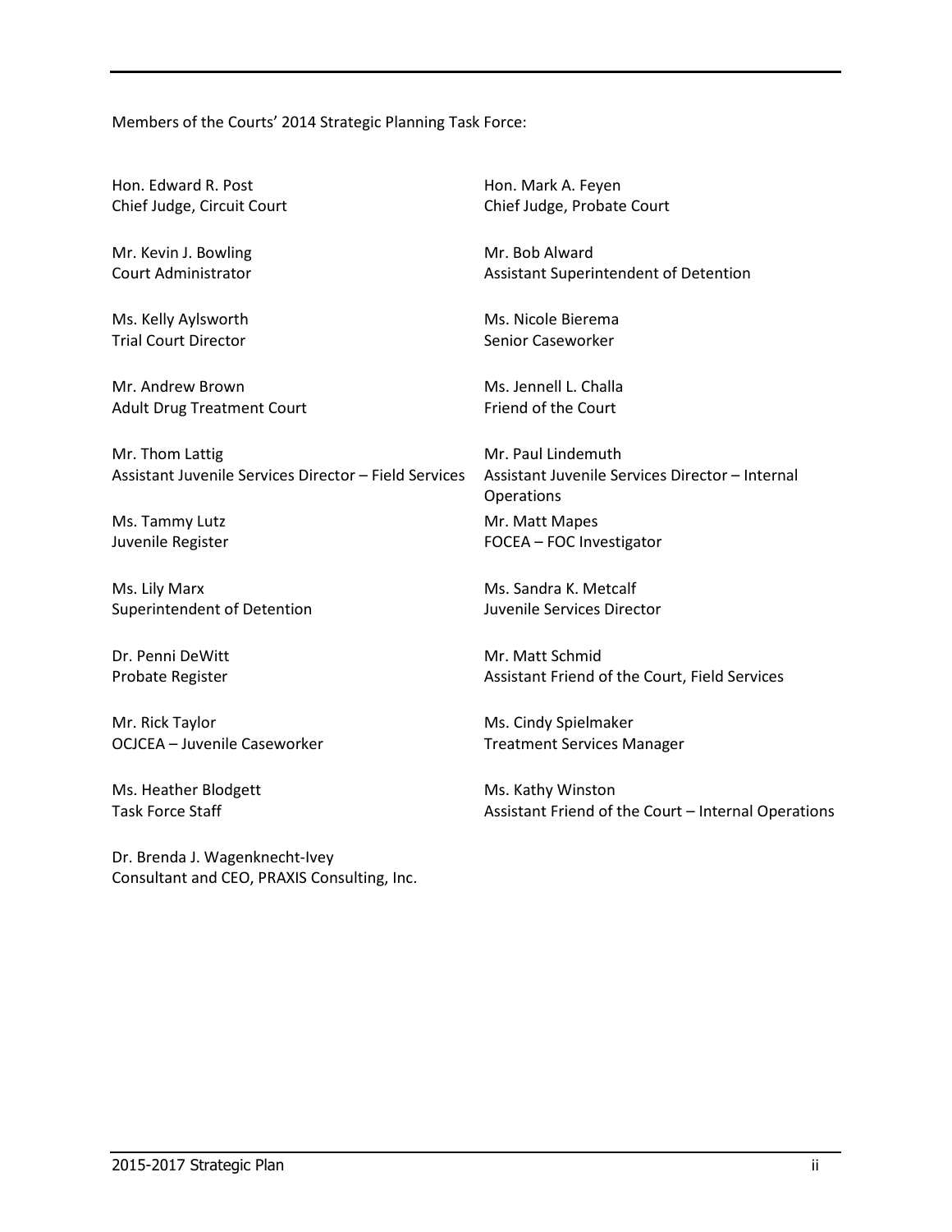Members of the Courts' 2014 Strategic Planning Task Force:

Hon. Edward R. Post
Chief Judge, Circuit Court

Hon. Mark A. Feyen
Chief Judge, Probate Court

Mr. Kevin J. Bowling
Court Administrator

Mr. Bob Alward
Assistant Superintendent of Detention

Ms. Kelly Aylsworth
Trial Court Director

Ms. Nicole Bierema
Senior Caseworker

Mr. Andrew Brown
Adult Drug Treatment Court

Ms. Jennell L. Challa
Friend of the Court

Mr. Thom Lattig
Assistant Juvenile Services Director – Field Services

Mr. Paul Lindemuth
Assistant Juvenile Services Director – Internal Operations

Ms. Tammy Lutz
Juvenile Register

Mr. Matt Mapes
FOCEA – FOC Investigator

Ms. Lily Marx
Superintendent of Detention

Ms. Sandra K. Metcalf
Juvenile Services Director

Dr. Penni DeWitt
Probate Register

Mr. Matt Schmid
Assistant Friend of the Court, Field Services

Mr. Rick Taylor
OCJCEA – Juvenile Caseworker

Ms. Cindy Spielmaker
Treatment Services Manager

Ms. Heather Blodgett
Task Force Staff

Ms. Kathy Winston
Assistant Friend of the Court – Internal Operations

Dr. Brenda J. Wagenknecht-Ivey
Consultant and CEO, PRAXIS Consulting, Inc.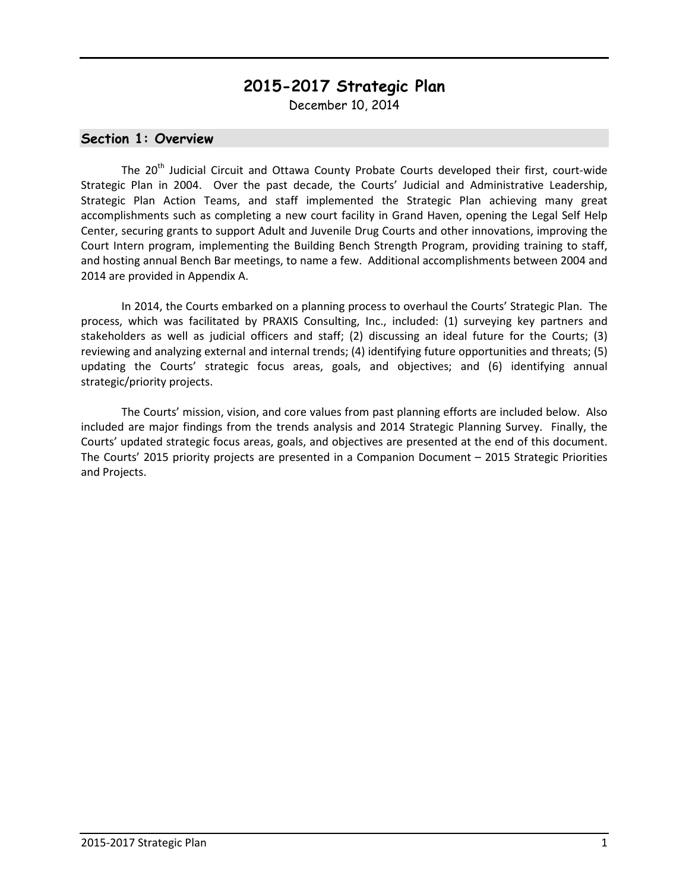# 2015-2017 Strategic Plan

December 10, 2014

## Section 1: Overview

The 20th Judicial Circuit and Ottawa County Probate Courts developed their first, court-wide Strategic Plan in 2004. Over the past decade, the Courts' Judicial and Administrative Leadership, Strategic Plan Action Teams, and staff implemented the Strategic Plan achieving many great accomplishments such as completing a new court facility in Grand Haven, opening the Legal Self Help Center, securing grants to support Adult and Juvenile Drug Courts and other innovations, improving the Court Intern program, implementing the Building Bench Strength Program, providing training to staff, and hosting annual Bench Bar meetings, to name a few. Additional accomplishments between 2004 and 2014 are provided in Appendix A.

In 2014, the Courts embarked on a planning process to overhaul the Courts' Strategic Plan. The process, which was facilitated by PRAXIS Consulting, Inc., included: (1) surveying key partners and stakeholders as well as judicial officers and staff; (2) discussing an ideal future for the Courts; (3) reviewing and analyzing external and internal trends; (4) identifying future opportunities and threats; (5) updating the Courts' strategic focus areas, goals, and objectives; and (6) identifying annual strategic/priority projects.

The Courts' mission, vision, and core values from past planning efforts are included below. Also included are major findings from the trends analysis and 2014 Strategic Planning Survey. Finally, the Courts' updated strategic focus areas, goals, and objectives are presented at the end of this document. The Courts' 2015 priority projects are presented in a Companion Document – 2015 Strategic Priorities and Projects.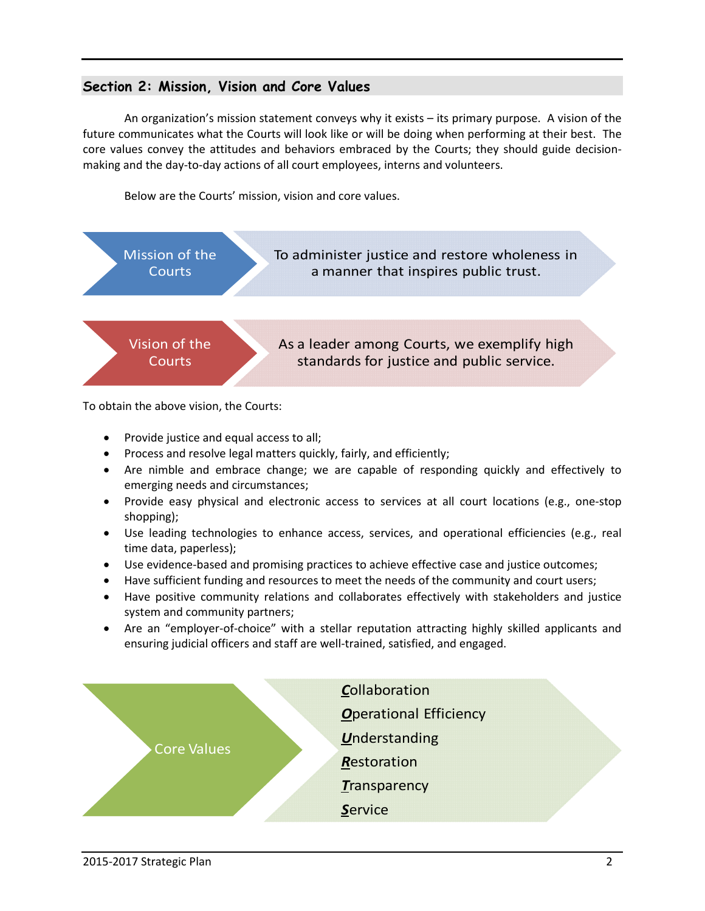## Section 2: Mission, Vision and Core Values

An organization's mission statement conveys why it exists – its primary purpose. A vision of the future communicates what the Courts will look like or will be doing when performing at their best. The core values convey the attitudes and behaviors embraced by the Courts; they should guide decision-making and the day-to-day actions of all court employees, interns and volunteers.

Below are the Courts' mission, vision and core values.

**Mission of the Courts**

To administer justice and restore wholeness in a manner that inspires public trust.

**Vision of the Courts**

As a leader among Courts, we exemplify high standards for justice and public service.

To obtain the above vision, the Courts:

- Provide justice and equal access to all;
- Process and resolve legal matters quickly, fairly, and efficiently;
- Are nimble and embrace change; we are capable of responding quickly and effectively to emerging needs and circumstances;
- Provide easy physical and electronic access to services at all court locations (e.g., one-stop shopping);
- Use leading technologies to enhance access, services, and operational efficiencies (e.g., real time data, paperless);
- Use evidence-based and promising practices to achieve effective case and justice outcomes;
- Have sufficient funding and resources to meet the needs of the community and court users;
- Have positive community relations and collaborates effectively with stakeholders and justice system and community partners;
- Are an "employer-of-choice" with a stellar reputation attracting highly skilled applicants and ensuring judicial officers and staff are well-trained, satisfied, and engaged.

**Core Values**

***C***ollaboration

***O***perational Efficiency

***U***nderstanding

***R***estoration

***T***ransparency

***S***ervice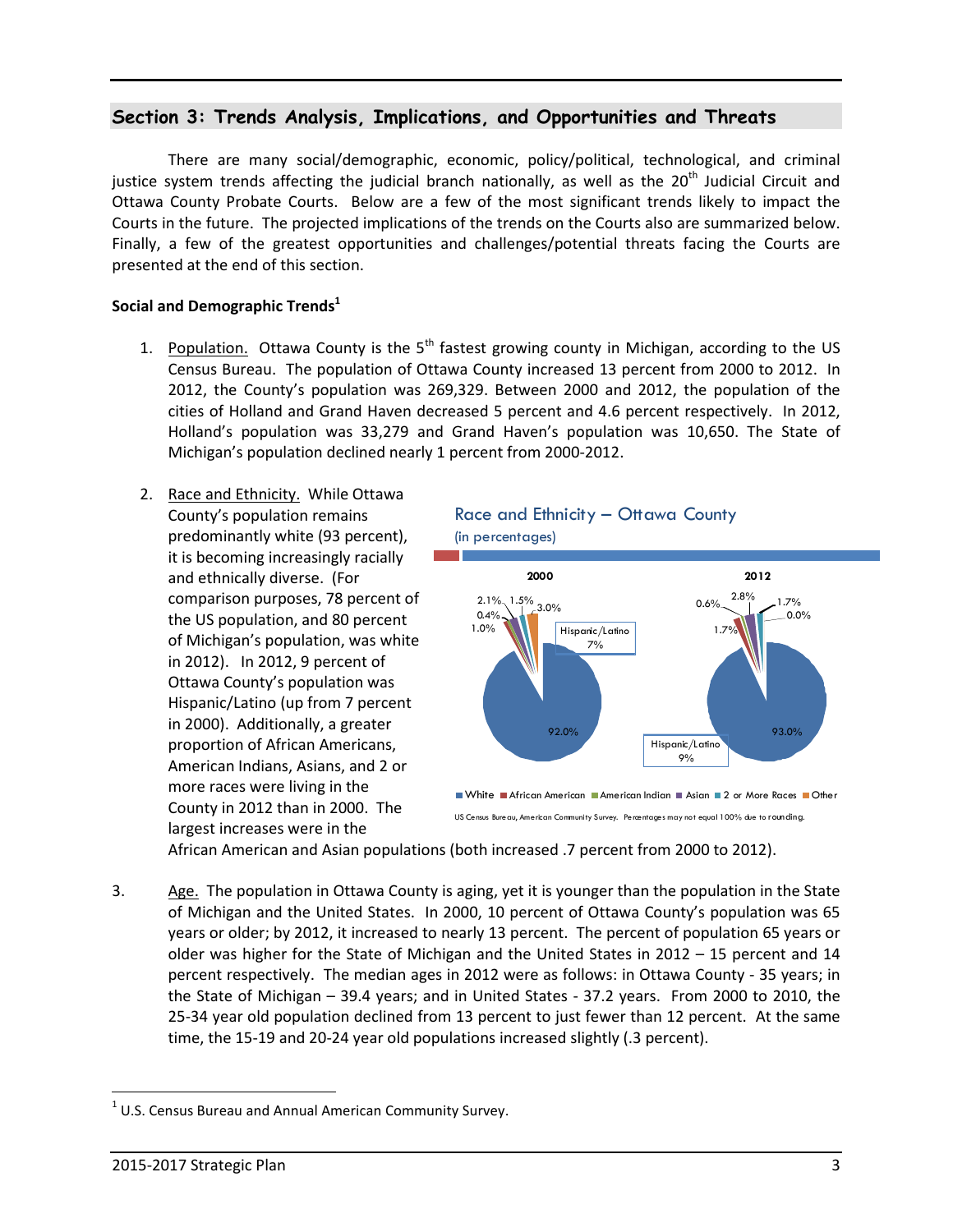## Section 3: Trends Analysis, Implications, and Opportunities and Threats

There are many social/demographic, economic, policy/political, technological, and criminal justice system trends affecting the judicial branch nationally, as well as the 20th Judicial Circuit and Ottawa County Probate Courts. Below are a few of the most significant trends likely to impact the Courts in the future. The projected implications of the trends on the Courts also are summarized below. Finally, a few of the greatest opportunities and challenges/potential threats facing the Courts are presented at the end of this section.

### Social and Demographic Trends[1]

1. Population. Ottawa County is the 5th fastest growing county in Michigan, according to the US Census Bureau. The population of Ottawa County increased 13 percent from 2000 to 2012. In 2012, the County's population was 269,329. Between 2000 and 2012, the population of the cities of Holland and Grand Haven decreased 5 percent and 4.6 percent respectively. In 2012, Holland's population was 33,279 and Grand Haven's population was 10,650. The State of Michigan's population declined nearly 1 percent from 2000-2012.

2. Race and Ethnicity. While Ottawa County's population remains predominantly white (93 percent), it is becoming increasingly racially and ethnically diverse. (For comparison purposes, 78 percent of the US population, and 80 percent of Michigan's population, was white in 2012). In 2012, 9 percent of Ottawa County's population was Hispanic/Latino (up from 7 percent in 2000). Additionally, a greater proportion of African Americans, American Indians, Asians, and 2 or more races were living in the County in 2012 than in 2000. The largest increases were in the African American and Asian populations (both increased .7 percent from 2000 to 2012).

**Race and Ethnicity – Ottawa County**
(in percentages)

| | 2000 | 2012 |
|---|---|---|
| White | 92.0% | 93.0% |
| African American | 1.0% | 1.7% |
| American Indian | 0.4% | 0.6% |
| Asian | 2.1% | 2.8% |
| 2 or More Races | 1.5% | 1.7% |
| Other | 3.0% | 0.0% |
| Hispanic/Latino | 7% | 9% |

US Census Bureau, American Community Survey. Percentages may not equal 100% due to rounding.

3. Age. The population in Ottawa County is aging, yet it is younger than the population in the State of Michigan and the United States. In 2000, 10 percent of Ottawa County's population was 65 years or older; by 2012, it increased to nearly 13 percent. The percent of population 65 years or older was higher for the State of Michigan and the United States in 2012 – 15 percent and 14 percent respectively. The median ages in 2012 were as follows: in Ottawa County - 35 years; in the State of Michigan – 39.4 years; and in United States - 37.2 years. From 2000 to 2010, the 25-34 year old population declined from 13 percent to just fewer than 12 percent. At the same time, the 15-19 and 20-24 year old populations increased slightly (.3 percent).

[1] U.S. Census Bureau and Annual American Community Survey.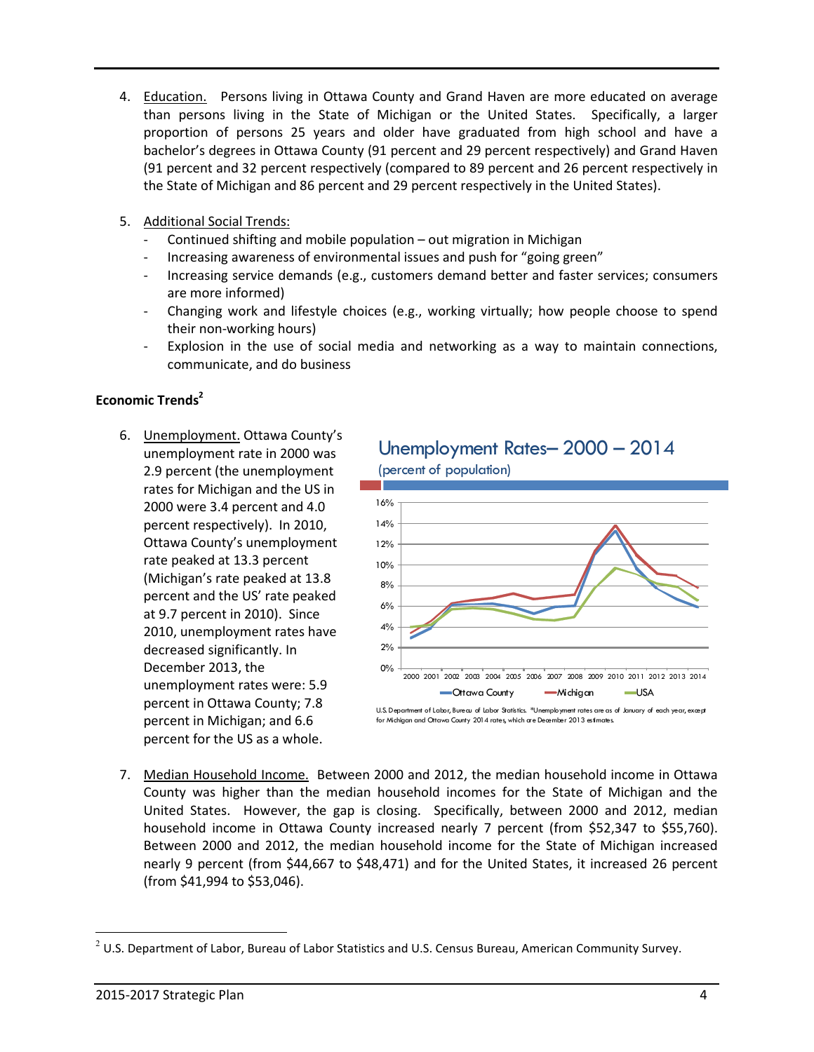4. Education. Persons living in Ottawa County and Grand Haven are more educated on average than persons living in the State of Michigan or the United States. Specifically, a larger proportion of persons 25 years and older have graduated from high school and have a bachelor's degrees in Ottawa County (91 percent and 29 percent respectively) and Grand Haven (91 percent and 32 percent respectively (compared to 89 percent and 26 percent respectively in the State of Michigan and 86 percent and 29 percent respectively in the United States).

5. Additional Social Trends:
   - Continued shifting and mobile population – out migration in Michigan
   - Increasing awareness of environmental issues and push for "going green"
   - Increasing service demands (e.g., customers demand better and faster services; consumers are more informed)
   - Changing work and lifestyle choices (e.g., working virtually; how people choose to spend their non-working hours)
   - Explosion in the use of social media and networking as a way to maintain connections, communicate, and do business

**Economic Trends**[2]

6. Unemployment. Ottawa County's unemployment rate in 2000 was 2.9 percent (the unemployment rates for Michigan and the US in 2000 were 3.4 percent and 4.0 percent respectively). In 2010, Ottawa County's unemployment rate peaked at 13.3 percent (Michigan's rate peaked at 13.8 percent and the US' rate peaked at 9.7 percent in 2010). Since 2010, unemployment rates have decreased significantly. In December 2013, the unemployment rates were: 5.9 percent in Ottawa County; 7.8 percent in Michigan; and 6.6 percent for the US as a whole.

   **Unemployment Rates– 2000 – 2014**
   (percent of population)

   U.S. Department of Labor, Bureau of Labor Statistics. *Unemployment rates are as of January of each year, except for Michigan and Ottawa County 2014 rates, which are December 2013 estimates.

7. Median Household Income. Between 2000 and 2012, the median household income in Ottawa County was higher than the median household incomes for the State of Michigan and the United States. However, the gap is closing. Specifically, between 2000 and 2012, median household income in Ottawa County increased nearly 7 percent (from $52,347 to $55,760). Between 2000 and 2012, the median household income for the State of Michigan increased nearly 9 percent (from $44,667 to $48,471) and for the United States, it increased 26 percent (from $41,994 to $53,046).

[2] U.S. Department of Labor, Bureau of Labor Statistics and U.S. Census Bureau, American Community Survey.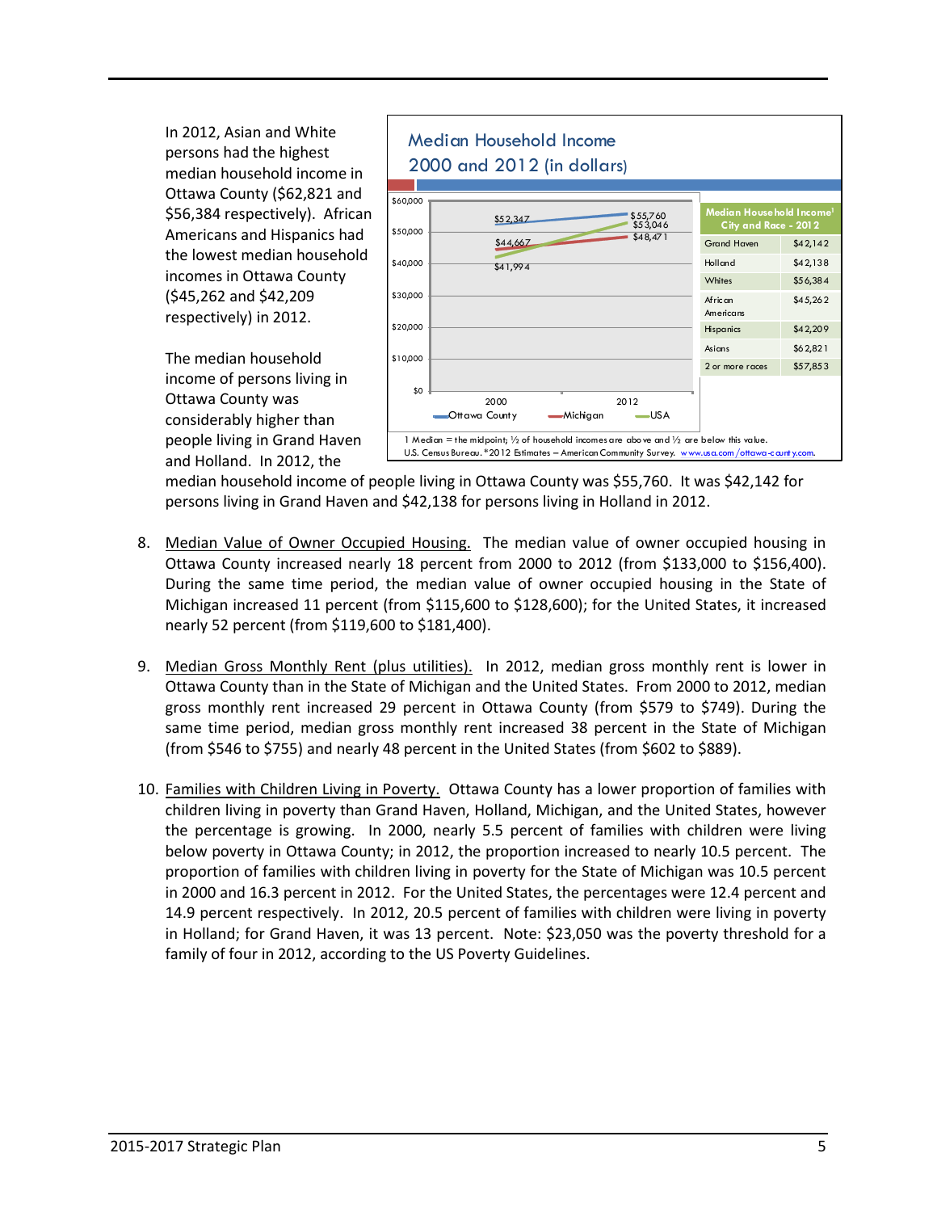In 2012, Asian and White persons had the highest median household income in Ottawa County ($62,821 and $56,384 respectively). African Americans and Hispanics had the lowest median household incomes in Ottawa County ($45,262 and $42,209 respectively) in 2012.

The median household income of persons living in Ottawa County was considerably higher than people living in Grand Haven and Holland. In 2012, the median household income of people living in Ottawa County was $55,760. It was $42,142 for persons living in Grand Haven and $42,138 for persons living in Holland in 2012.

**Median Household Income 2000 and 2012 (in dollars)**

| | 2000 | 2012 |
|---|---|---|
| Ottawa County | $52,347 | $55,760 |
| Michigan | $44,667 | $48,471 |
| USA | $41,994 | $53,046 |

| Median Household Income[1] City and Race - 2012 | |
|---|---|
| Grand Haven | $42,142 |
| Holland | $42,138 |
| Whites | $56,384 |
| African Americans | $45,262 |
| Hispanics | $42,209 |
| Asians | $62,821 |
| 2 or more races | $57,853 |

1 Median = the midpoint; ½ of household incomes are above and ½ are below this value.
U.S. Census Bureau. *2012 Estimates – American Community Survey. www.usa.com/ottawa-county.com.

8. Median Value of Owner Occupied Housing. The median value of owner occupied housing in Ottawa County increased nearly 18 percent from 2000 to 2012 (from $133,000 to $156,400). During the same time period, the median value of owner occupied housing in the State of Michigan increased 11 percent (from $115,600 to $128,600); for the United States, it increased nearly 52 percent (from $119,600 to $181,400).

9. Median Gross Monthly Rent (plus utilities). In 2012, median gross monthly rent is lower in Ottawa County than in the State of Michigan and the United States. From 2000 to 2012, median gross monthly rent increased 29 percent in Ottawa County (from $579 to $749). During the same time period, median gross monthly rent increased 38 percent in the State of Michigan (from $546 to $755) and nearly 48 percent in the United States (from $602 to $889).

10. Families with Children Living in Poverty. Ottawa County has a lower proportion of families with children living in poverty than Grand Haven, Holland, Michigan, and the United States, however the percentage is growing. In 2000, nearly 5.5 percent of families with children were living below poverty in Ottawa County; in 2012, the proportion increased to nearly 10.5 percent. The proportion of families with children living in poverty for the State of Michigan was 10.5 percent in 2000 and 16.3 percent in 2012. For the United States, the percentages were 12.4 percent and 14.9 percent respectively. In 2012, 20.5 percent of families with children were living in poverty in Holland; for Grand Haven, it was 13 percent. Note: $23,050 was the poverty threshold for a family of four in 2012, according to the US Poverty Guidelines.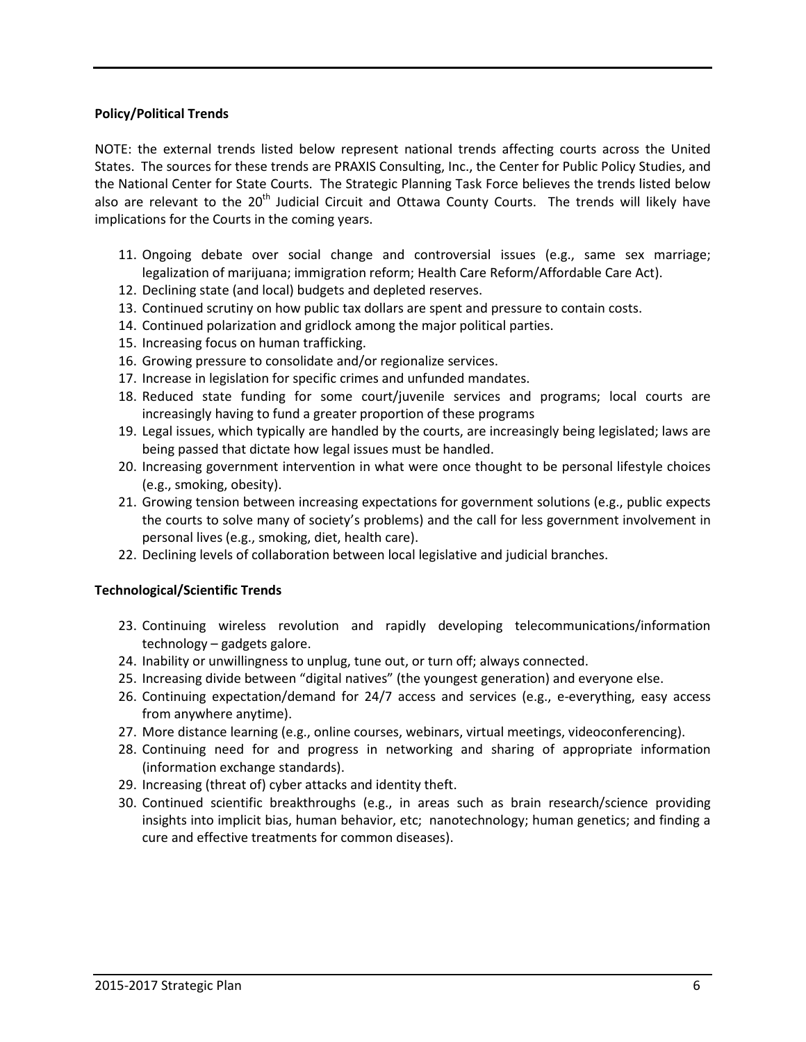**Policy/Political Trends**

NOTE: the external trends listed below represent national trends affecting courts across the United States. The sources for these trends are PRAXIS Consulting, Inc., the Center for Public Policy Studies, and the National Center for State Courts. The Strategic Planning Task Force believes the trends listed below also are relevant to the 20th Judicial Circuit and Ottawa County Courts. The trends will likely have implications for the Courts in the coming years.

11. Ongoing debate over social change and controversial issues (e.g., same sex marriage; legalization of marijuana; immigration reform; Health Care Reform/Affordable Care Act).
12. Declining state (and local) budgets and depleted reserves.
13. Continued scrutiny on how public tax dollars are spent and pressure to contain costs.
14. Continued polarization and gridlock among the major political parties.
15. Increasing focus on human trafficking.
16. Growing pressure to consolidate and/or regionalize services.
17. Increase in legislation for specific crimes and unfunded mandates.
18. Reduced state funding for some court/juvenile services and programs; local courts are increasingly having to fund a greater proportion of these programs
19. Legal issues, which typically are handled by the courts, are increasingly being legislated; laws are being passed that dictate how legal issues must be handled.
20. Increasing government intervention in what were once thought to be personal lifestyle choices (e.g., smoking, obesity).
21. Growing tension between increasing expectations for government solutions (e.g., public expects the courts to solve many of society's problems) and the call for less government involvement in personal lives (e.g., smoking, diet, health care).
22. Declining levels of collaboration between local legislative and judicial branches.

**Technological/Scientific Trends**

23. Continuing wireless revolution and rapidly developing telecommunications/information technology – gadgets galore.
24. Inability or unwillingness to unplug, tune out, or turn off; always connected.
25. Increasing divide between "digital natives" (the youngest generation) and everyone else.
26. Continuing expectation/demand for 24/7 access and services (e.g., e-everything, easy access from anywhere anytime).
27. More distance learning (e.g., online courses, webinars, virtual meetings, videoconferencing).
28. Continuing need for and progress in networking and sharing of appropriate information (information exchange standards).
29. Increasing (threat of) cyber attacks and identity theft.
30. Continued scientific breakthroughs (e.g., in areas such as brain research/science providing insights into implicit bias, human behavior, etc; nanotechnology; human genetics; and finding a cure and effective treatments for common diseases).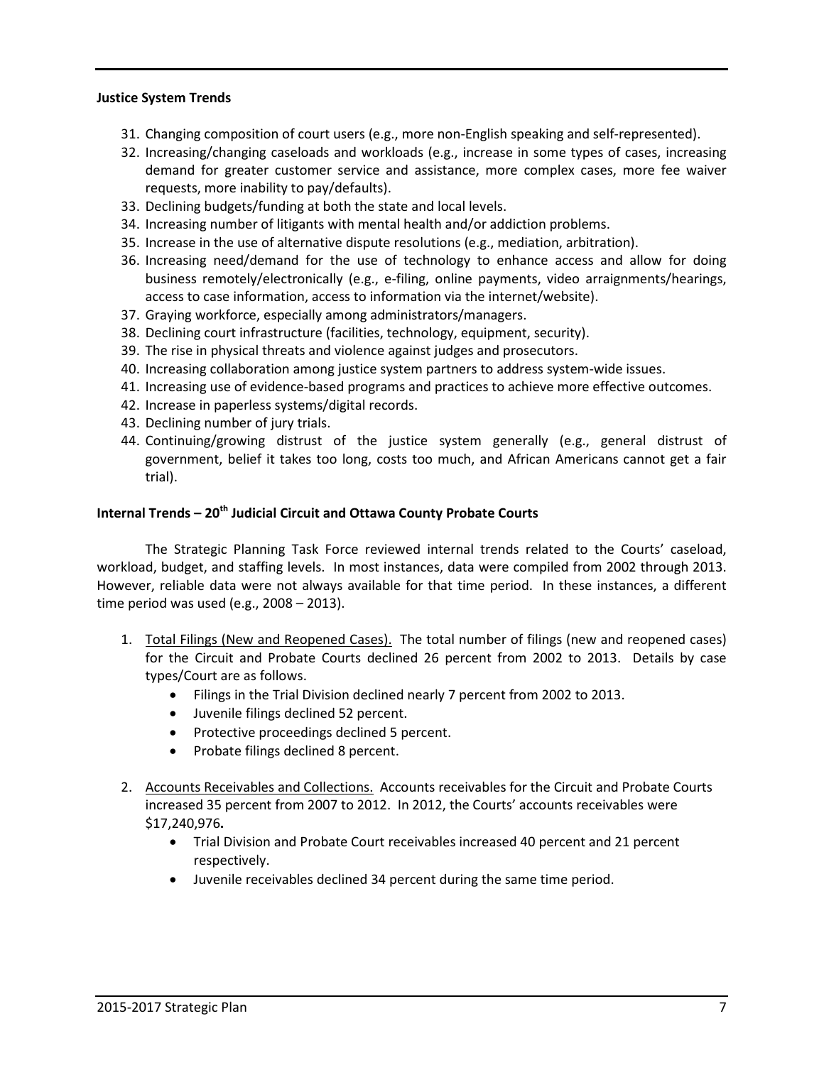**Justice System Trends**

31. Changing composition of court users (e.g., more non-English speaking and self-represented).
32. Increasing/changing caseloads and workloads (e.g., increase in some types of cases, increasing demand for greater customer service and assistance, more complex cases, more fee waiver requests, more inability to pay/defaults).
33. Declining budgets/funding at both the state and local levels.
34. Increasing number of litigants with mental health and/or addiction problems.
35. Increase in the use of alternative dispute resolutions (e.g., mediation, arbitration).
36. Increasing need/demand for the use of technology to enhance access and allow for doing business remotely/electronically (e.g., e-filing, online payments, video arraignments/hearings, access to case information, access to information via the internet/website).
37. Graying workforce, especially among administrators/managers.
38. Declining court infrastructure (facilities, technology, equipment, security).
39. The rise in physical threats and violence against judges and prosecutors.
40. Increasing collaboration among justice system partners to address system-wide issues.
41. Increasing use of evidence-based programs and practices to achieve more effective outcomes.
42. Increase in paperless systems/digital records.
43. Declining number of jury trials.
44. Continuing/growing distrust of the justice system generally (e.g., general distrust of government, belief it takes too long, costs too much, and African Americans cannot get a fair trial).

**Internal Trends – 20th Judicial Circuit and Ottawa County Probate Courts**

The Strategic Planning Task Force reviewed internal trends related to the Courts' caseload, workload, budget, and staffing levels. In most instances, data were compiled from 2002 through 2013. However, reliable data were not always available for that time period. In these instances, a different time period was used (e.g., 2008 – 2013).

1. Total Filings (New and Reopened Cases). The total number of filings (new and reopened cases) for the Circuit and Probate Courts declined 26 percent from 2002 to 2013. Details by case types/Court are as follows.
    - Filings in the Trial Division declined nearly 7 percent from 2002 to 2013.
    - Juvenile filings declined 52 percent.
    - Protective proceedings declined 5 percent.
    - Probate filings declined 8 percent.

2. Accounts Receivables and Collections. Accounts receivables for the Circuit and Probate Courts increased 35 percent from 2007 to 2012. In 2012, the Courts' accounts receivables were $17,240,976**.**
    - Trial Division and Probate Court receivables increased 40 percent and 21 percent respectively.
    - Juvenile receivables declined 34 percent during the same time period.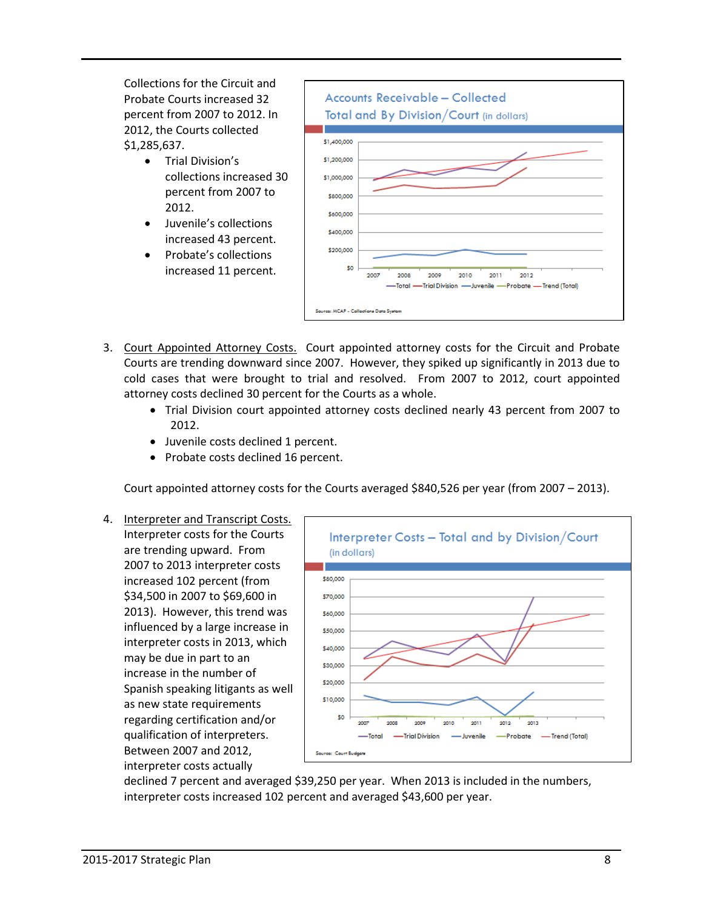Collections for the Circuit and Probate Courts increased 32 percent from 2007 to 2012. In 2012, the Courts collected $1,285,637.

- Trial Division's collections increased 30 percent from 2007 to 2012.
- Juvenile's collections increased 43 percent.
- Probate's collections increased 11 percent.

Accounts Receivable – Collected
Total and By Division/Court (in dollars)

Source: MCAP - Collections Data System

3. Court Appointed Attorney Costs. Court appointed attorney costs for the Circuit and Probate Courts are trending downward since 2007. However, they spiked up significantly in 2013 due to cold cases that were brought to trial and resolved. From 2007 to 2012, court appointed attorney costs declined 30 percent for the Courts as a whole.
   - Trial Division court appointed attorney costs declined nearly 43 percent from 2007 to 2012.
   - Juvenile costs declined 1 percent.
   - Probate costs declined 16 percent.

   Court appointed attorney costs for the Courts averaged $840,526 per year (from 2007 – 2013).

4. Interpreter and Transcript Costs. Interpreter costs for the Courts are trending upward. From 2007 to 2013 interpreter costs increased 102 percent (from $34,500 in 2007 to $69,600 in 2013). However, this trend was influenced by a large increase in interpreter costs in 2013, which may be due in part to an increase in the number of Spanish speaking litigants as well as new state requirements regarding certification and/or qualification of interpreters. Between 2007 and 2012, interpreter costs actually declined 7 percent and averaged $39,250 per year. When 2013 is included in the numbers, interpreter costs increased 102 percent and averaged $43,600 per year.

   Interpreter Costs – Total and by Division/Court
   (in dollars)

   Source: Court Budgets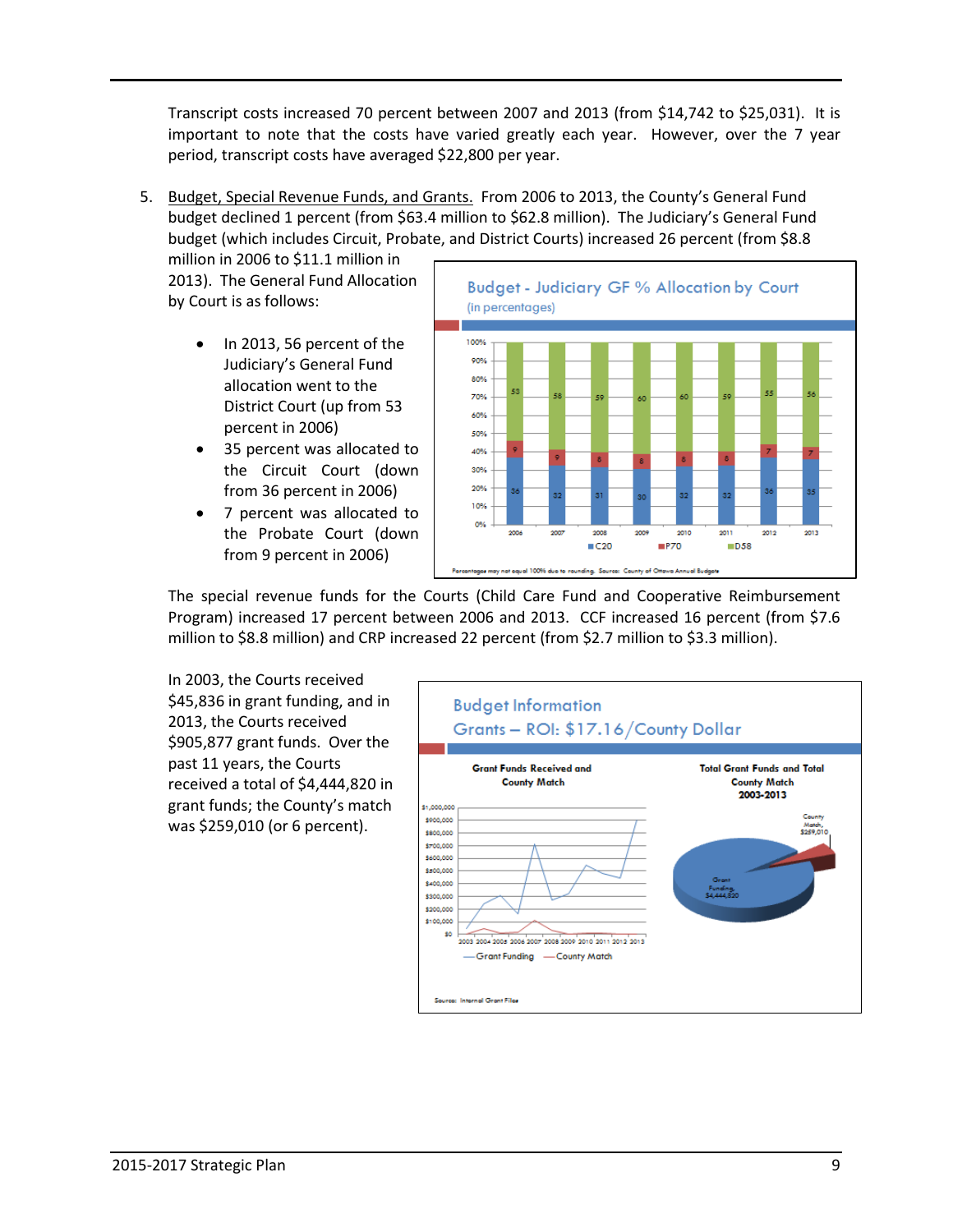Transcript costs increased 70 percent between 2007 and 2013 (from $14,742 to $25,031). It is important to note that the costs have varied greatly each year. However, over the 7 year period, transcript costs have averaged $22,800 per year.

5. Budget, Special Revenue Funds, and Grants. From 2006 to 2013, the County's General Fund budget declined 1 percent (from $63.4 million to $62.8 million). The Judiciary's General Fund budget (which includes Circuit, Probate, and District Courts) increased 26 percent (from $8.8 million in 2006 to $11.1 million in 2013). The General Fund Allocation by Court is as follows:

   - In 2013, 56 percent of the Judiciary's General Fund allocation went to the District Court (up from 53 percent in 2006)
   - 35 percent was allocated to the Circuit Court (down from 36 percent in 2006)
   - 7 percent was allocated to the Probate Court (down from 9 percent in 2006)

**Budget - Judiciary GF % Allocation by Court** (in percentages)

| Year | C20 | P70 | D58 |
|---|---|---|---|
| 2006 | 36 | 9 | 53 |
| 2007 | 32 | 9 | 58 |
| 2008 | 31 | 8 | 59 |
| 2009 | 30 | 8 | 60 |
| 2010 | 32 | 8 | 60 |
| 2011 | 32 | 8 | 59 |
| 2012 | 36 | 7 | 55 |
| 2013 | 35 | 7 | 56 |

Percentages may not equal 100% due to rounding. Source: County of Ottawa Annual Budgets

The special revenue funds for the Courts (Child Care Fund and Cooperative Reimbursement Program) increased 17 percent between 2006 and 2013. CCF increased 16 percent (from $7.6 million to $8.8 million) and CRP increased 22 percent (from $2.7 million to $3.3 million).

In 2003, the Courts received $45,836 in grant funding, and in 2013, the Courts received $905,877 grant funds. Over the past 11 years, the Courts received a total of $4,444,820 in grant funds; the County's match was $259,010 (or 6 percent).

**Budget Information**

**Grants – ROI: $17.16/County Dollar**

Grant Funds Received and County Match

Total Grant Funds and Total County Match 2003-2013: Grant Funding, $4,444,820; County Match, $259,010

Source: Internal Grant Files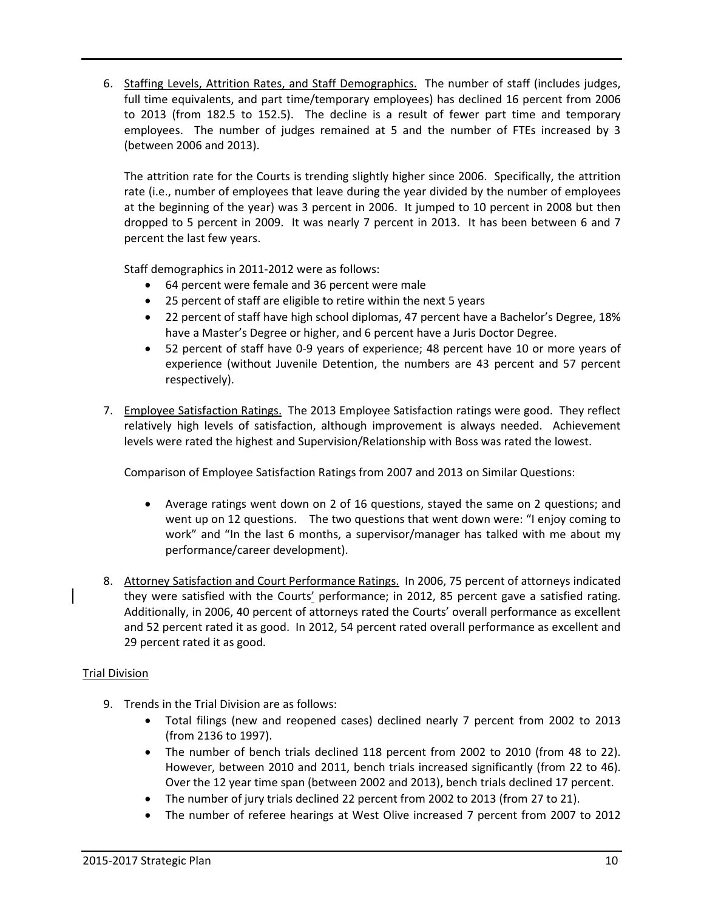6. Staffing Levels, Attrition Rates, and Staff Demographics. The number of staff (includes judges, full time equivalents, and part time/temporary employees) has declined 16 percent from 2006 to 2013 (from 182.5 to 152.5). The decline is a result of fewer part time and temporary employees. The number of judges remained at 5 and the number of FTEs increased by 3 (between 2006 and 2013).

   The attrition rate for the Courts is trending slightly higher since 2006. Specifically, the attrition rate (i.e., number of employees that leave during the year divided by the number of employees at the beginning of the year) was 3 percent in 2006. It jumped to 10 percent in 2008 but then dropped to 5 percent in 2009. It was nearly 7 percent in 2013. It has been between 6 and 7 percent the last few years.

   Staff demographics in 2011-2012 were as follows:
   - 64 percent were female and 36 percent were male
   - 25 percent of staff are eligible to retire within the next 5 years
   - 22 percent of staff have high school diplomas, 47 percent have a Bachelor's Degree, 18% have a Master's Degree or higher, and 6 percent have a Juris Doctor Degree.
   - 52 percent of staff have 0-9 years of experience; 48 percent have 10 or more years of experience (without Juvenile Detention, the numbers are 43 percent and 57 percent respectively).

7. Employee Satisfaction Ratings. The 2013 Employee Satisfaction ratings were good. They reflect relatively high levels of satisfaction, although improvement is always needed. Achievement levels were rated the highest and Supervision/Relationship with Boss was rated the lowest.

   Comparison of Employee Satisfaction Ratings from 2007 and 2013 on Similar Questions:

   - Average ratings went down on 2 of 16 questions, stayed the same on 2 questions; and went up on 12 questions. The two questions that went down were: "I enjoy coming to work" and "In the last 6 months, a supervisor/manager has talked with me about my performance/career development).

8. Attorney Satisfaction and Court Performance Ratings. In 2006, 75 percent of attorneys indicated they were satisfied with the Courts' performance; in 2012, 85 percent gave a satisfied rating. Additionally, in 2006, 40 percent of attorneys rated the Courts' overall performance as excellent and 52 percent rated it as good. In 2012, 54 percent rated overall performance as excellent and 29 percent rated it as good.

Trial Division

9. Trends in the Trial Division are as follows:
   - Total filings (new and reopened cases) declined nearly 7 percent from 2002 to 2013 (from 2136 to 1997).
   - The number of bench trials declined 118 percent from 2002 to 2010 (from 48 to 22). However, between 2010 and 2011, bench trials increased significantly (from 22 to 46). Over the 12 year time span (between 2002 and 2013), bench trials declined 17 percent.
   - The number of jury trials declined 22 percent from 2002 to 2013 (from 27 to 21).
   - The number of referee hearings at West Olive increased 7 percent from 2007 to 2012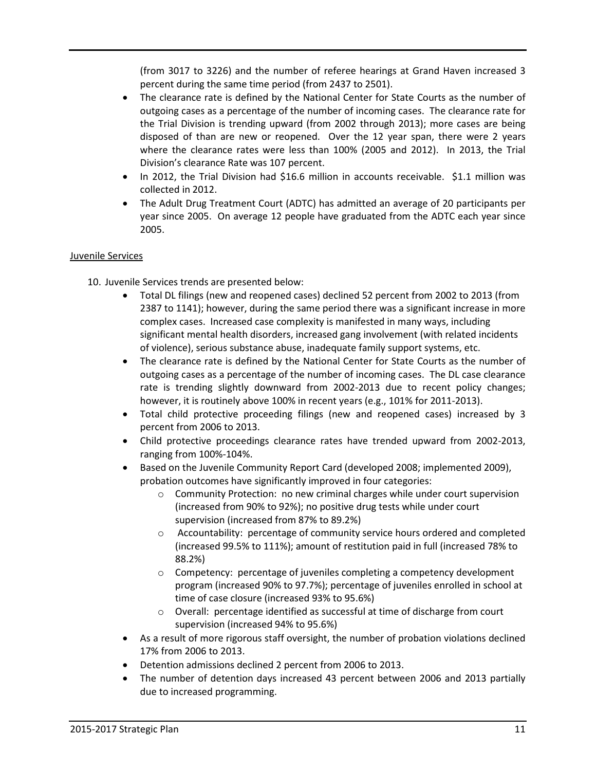(from 3017 to 3226) and the number of referee hearings at Grand Haven increased 3 percent during the same time period (from 2437 to 2501).

- The clearance rate is defined by the National Center for State Courts as the number of outgoing cases as a percentage of the number of incoming cases. The clearance rate for the Trial Division is trending upward (from 2002 through 2013); more cases are being disposed of than are new or reopened. Over the 12 year span, there were 2 years where the clearance rates were less than 100% (2005 and 2012). In 2013, the Trial Division's clearance Rate was 107 percent.
- In 2012, the Trial Division had $16.6 million in accounts receivable. $1.1 million was collected in 2012.
- The Adult Drug Treatment Court (ADTC) has admitted an average of 20 participants per year since 2005. On average 12 people have graduated from the ADTC each year since 2005.

<u>Juvenile Services</u>

10. Juvenile Services trends are presented below:
    - Total DL filings (new and reopened cases) declined 52 percent from 2002 to 2013 (from 2387 to 1141); however, during the same period there was a significant increase in more complex cases. Increased case complexity is manifested in many ways, including significant mental health disorders, increased gang involvement (with related incidents of violence), serious substance abuse, inadequate family support systems, etc.
    - The clearance rate is defined by the National Center for State Courts as the number of outgoing cases as a percentage of the number of incoming cases. The DL case clearance rate is trending slightly downward from 2002-2013 due to recent policy changes; however, it is routinely above 100% in recent years (e.g., 101% for 2011-2013).
    - Total child protective proceeding filings (new and reopened cases) increased by 3 percent from 2006 to 2013.
    - Child protective proceedings clearance rates have trended upward from 2002-2013, ranging from 100%-104%.
    - Based on the Juvenile Community Report Card (developed 2008; implemented 2009), probation outcomes have significantly improved in four categories:
        - Community Protection: no new criminal charges while under court supervision (increased from 90% to 92%); no positive drug tests while under court supervision (increased from 87% to 89.2%)
        - Accountability: percentage of community service hours ordered and completed (increased 99.5% to 111%); amount of restitution paid in full (increased 78% to 88.2%)
        - Competency: percentage of juveniles completing a competency development program (increased 90% to 97.7%); percentage of juveniles enrolled in school at time of case closure (increased 93% to 95.6%)
        - Overall: percentage identified as successful at time of discharge from court supervision (increased 94% to 95.6%)
    - As a result of more rigorous staff oversight, the number of probation violations declined 17% from 2006 to 2013.
    - Detention admissions declined 2 percent from 2006 to 2013.
    - The number of detention days increased 43 percent between 2006 and 2013 partially due to increased programming.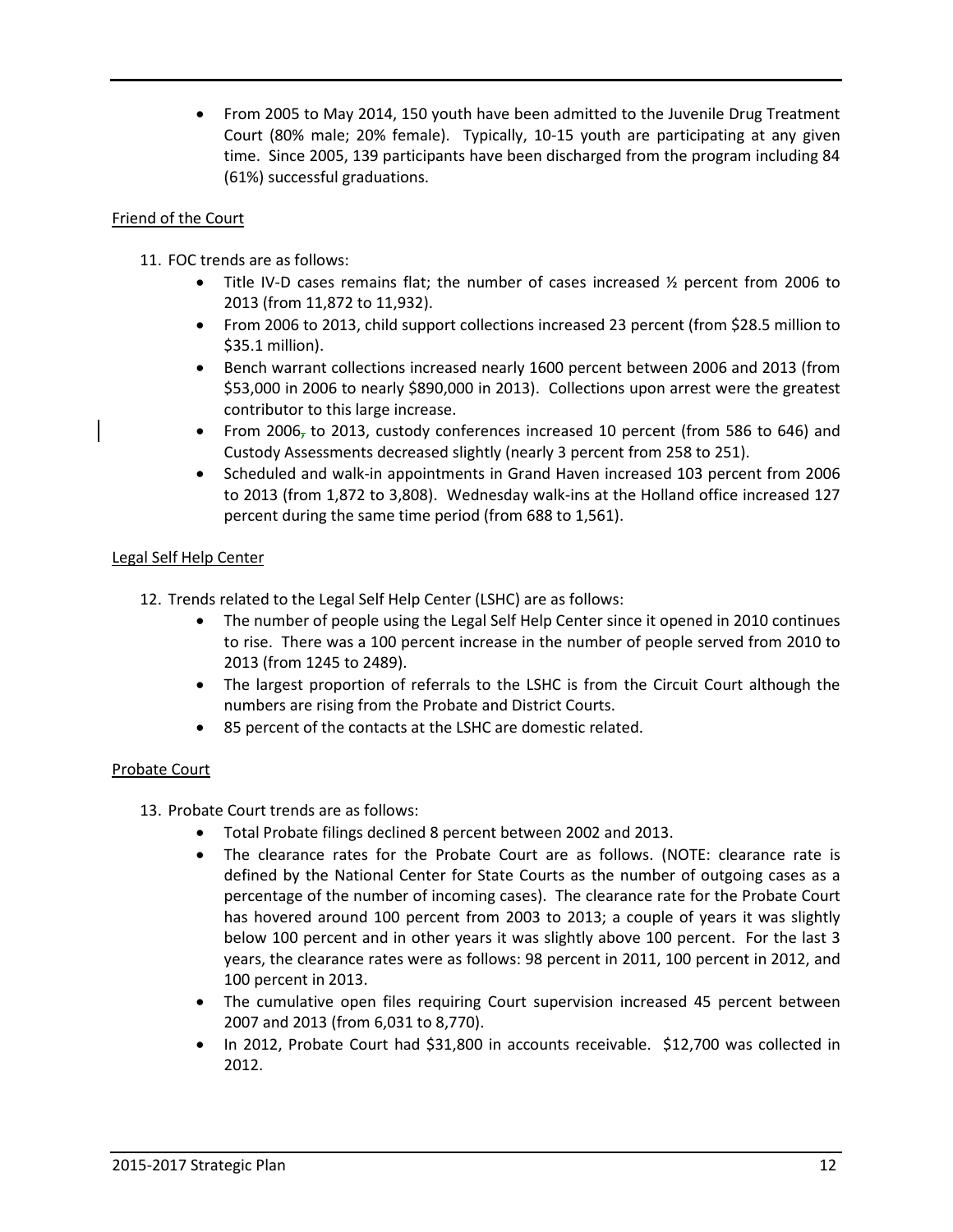- From 2005 to May 2014, 150 youth have been admitted to the Juvenile Drug Treatment Court (80% male; 20% female). Typically, 10-15 youth are participating at any given time. Since 2005, 139 participants have been discharged from the program including 84 (61%) successful graduations.

Friend of the Court

11. FOC trends are as follows:
    - Title IV-D cases remains flat; the number of cases increased ½ percent from 2006 to 2013 (from 11,872 to 11,932).
    - From 2006 to 2013, child support collections increased 23 percent (from $28.5 million to $35.1 million).
    - Bench warrant collections increased nearly 1600 percent between 2006 and 2013 (from $53,000 in 2006 to nearly $890,000 in 2013). Collections upon arrest were the greatest contributor to this large increase.
    - From 2006, to 2013, custody conferences increased 10 percent (from 586 to 646) and Custody Assessments decreased slightly (nearly 3 percent from 258 to 251).
    - Scheduled and walk-in appointments in Grand Haven increased 103 percent from 2006 to 2013 (from 1,872 to 3,808). Wednesday walk-ins at the Holland office increased 127 percent during the same time period (from 688 to 1,561).

Legal Self Help Center

12. Trends related to the Legal Self Help Center (LSHC) are as follows:
    - The number of people using the Legal Self Help Center since it opened in 2010 continues to rise. There was a 100 percent increase in the number of people served from 2010 to 2013 (from 1245 to 2489).
    - The largest proportion of referrals to the LSHC is from the Circuit Court although the numbers are rising from the Probate and District Courts.
    - 85 percent of the contacts at the LSHC are domestic related.

Probate Court

13. Probate Court trends are as follows:
    - Total Probate filings declined 8 percent between 2002 and 2013.
    - The clearance rates for the Probate Court are as follows. (NOTE: clearance rate is defined by the National Center for State Courts as the number of outgoing cases as a percentage of the number of incoming cases). The clearance rate for the Probate Court has hovered around 100 percent from 2003 to 2013; a couple of years it was slightly below 100 percent and in other years it was slightly above 100 percent. For the last 3 years, the clearance rates were as follows: 98 percent in 2011, 100 percent in 2012, and 100 percent in 2013.
    - The cumulative open files requiring Court supervision increased 45 percent between 2007 and 2013 (from 6,031 to 8,770).
    - In 2012, Probate Court had $31,800 in accounts receivable. $12,700 was collected in 2012.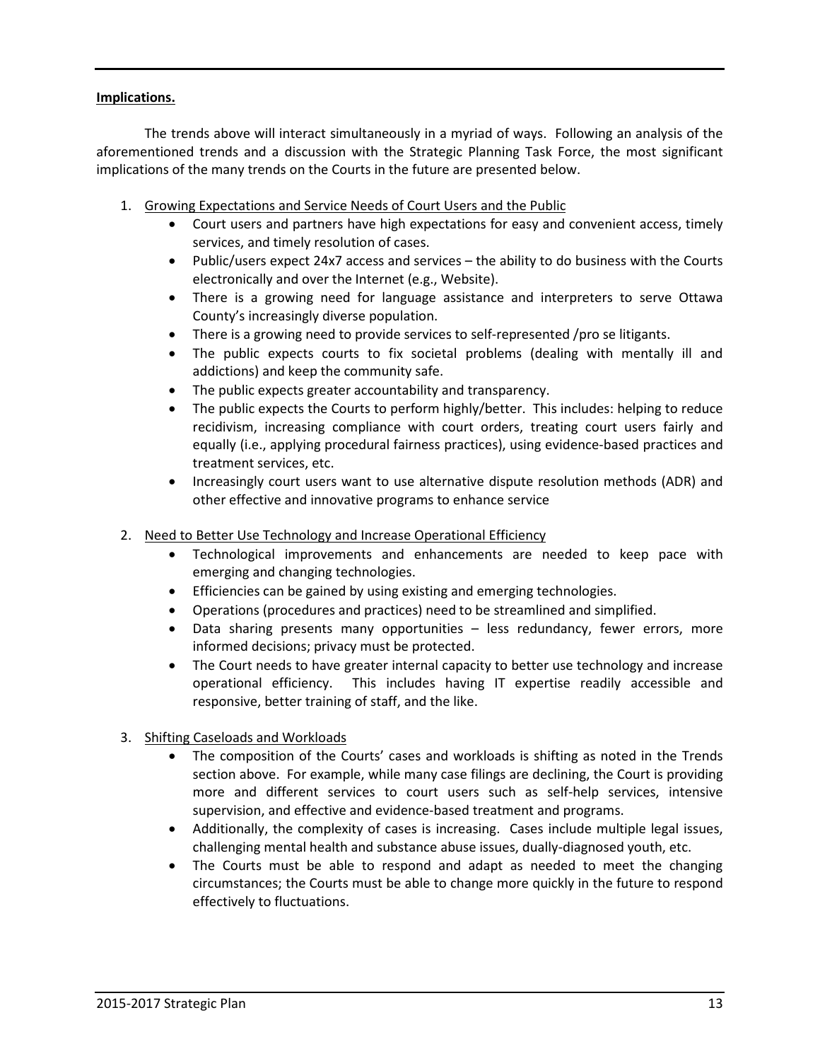**Implications.**

The trends above will interact simultaneously in a myriad of ways. Following an analysis of the aforementioned trends and a discussion with the Strategic Planning Task Force, the most significant implications of the many trends on the Courts in the future are presented below.

1. Growing Expectations and Service Needs of Court Users and the Public
   - Court users and partners have high expectations for easy and convenient access, timely services, and timely resolution of cases.
   - Public/users expect 24x7 access and services – the ability to do business with the Courts electronically and over the Internet (e.g., Website).
   - There is a growing need for language assistance and interpreters to serve Ottawa County's increasingly diverse population.
   - There is a growing need to provide services to self-represented /pro se litigants.
   - The public expects courts to fix societal problems (dealing with mentally ill and addictions) and keep the community safe.
   - The public expects greater accountability and transparency.
   - The public expects the Courts to perform highly/better. This includes: helping to reduce recidivism, increasing compliance with court orders, treating court users fairly and equally (i.e., applying procedural fairness practices), using evidence-based practices and treatment services, etc.
   - Increasingly court users want to use alternative dispute resolution methods (ADR) and other effective and innovative programs to enhance service

2. Need to Better Use Technology and Increase Operational Efficiency
   - Technological improvements and enhancements are needed to keep pace with emerging and changing technologies.
   - Efficiencies can be gained by using existing and emerging technologies.
   - Operations (procedures and practices) need to be streamlined and simplified.
   - Data sharing presents many opportunities – less redundancy, fewer errors, more informed decisions; privacy must be protected.
   - The Court needs to have greater internal capacity to better use technology and increase operational efficiency. This includes having IT expertise readily accessible and responsive, better training of staff, and the like.

3. Shifting Caseloads and Workloads
   - The composition of the Courts' cases and workloads is shifting as noted in the Trends section above. For example, while many case filings are declining, the Court is providing more and different services to court users such as self-help services, intensive supervision, and effective and evidence-based treatment and programs.
   - Additionally, the complexity of cases is increasing. Cases include multiple legal issues, challenging mental health and substance abuse issues, dually-diagnosed youth, etc.
   - The Courts must be able to respond and adapt as needed to meet the changing circumstances; the Courts must be able to change more quickly in the future to respond effectively to fluctuations.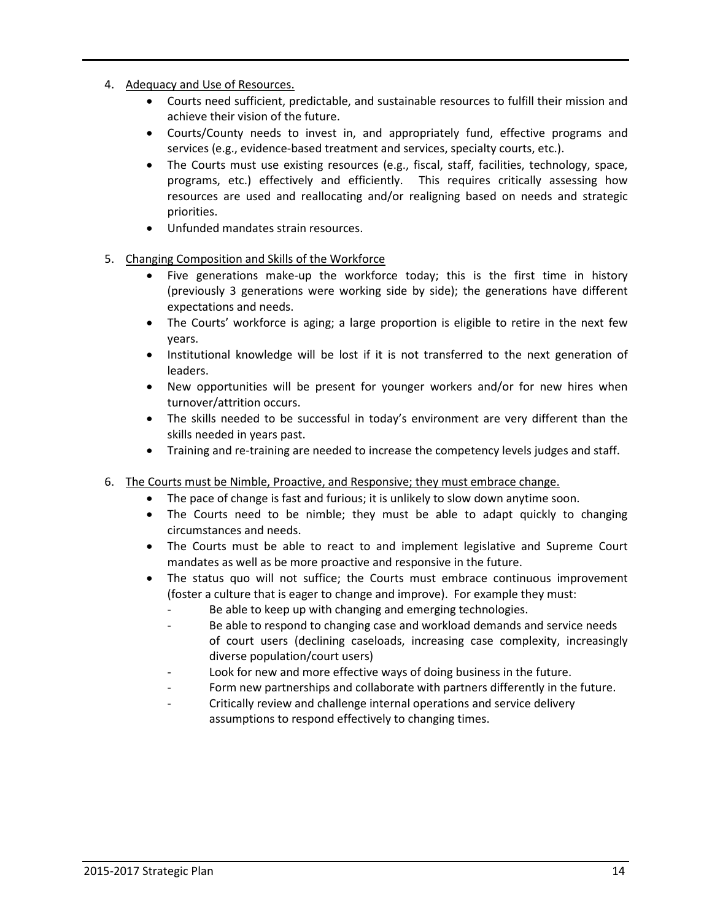4. Adequacy and Use of Resources.
    - Courts need sufficient, predictable, and sustainable resources to fulfill their mission and achieve their vision of the future.
    - Courts/County needs to invest in, and appropriately fund, effective programs and services (e.g., evidence-based treatment and services, specialty courts, etc.).
    - The Courts must use existing resources (e.g., fiscal, staff, facilities, technology, space, programs, etc.) effectively and efficiently. This requires critically assessing how resources are used and reallocating and/or realigning based on needs and strategic priorities.
    - Unfunded mandates strain resources.

5. Changing Composition and Skills of the Workforce
    - Five generations make-up the workforce today; this is the first time in history (previously 3 generations were working side by side); the generations have different expectations and needs.
    - The Courts' workforce is aging; a large proportion is eligible to retire in the next few years.
    - Institutional knowledge will be lost if it is not transferred to the next generation of leaders.
    - New opportunities will be present for younger workers and/or for new hires when turnover/attrition occurs.
    - The skills needed to be successful in today's environment are very different than the skills needed in years past.
    - Training and re-training are needed to increase the competency levels judges and staff.

6. The Courts must be Nimble, Proactive, and Responsive; they must embrace change.
    - The pace of change is fast and furious; it is unlikely to slow down anytime soon.
    - The Courts need to be nimble; they must be able to adapt quickly to changing circumstances and needs.
    - The Courts must be able to react to and implement legislative and Supreme Court mandates as well as be more proactive and responsive in the future.
    - The status quo will not suffice; the Courts must embrace continuous improvement (foster a culture that is eager to change and improve). For example they must:
        - Be able to keep up with changing and emerging technologies.
        - Be able to respond to changing case and workload demands and service needs of court users (declining caseloads, increasing case complexity, increasingly diverse population/court users)
        - Look for new and more effective ways of doing business in the future.
        - Form new partnerships and collaborate with partners differently in the future.
        - Critically review and challenge internal operations and service delivery assumptions to respond effectively to changing times.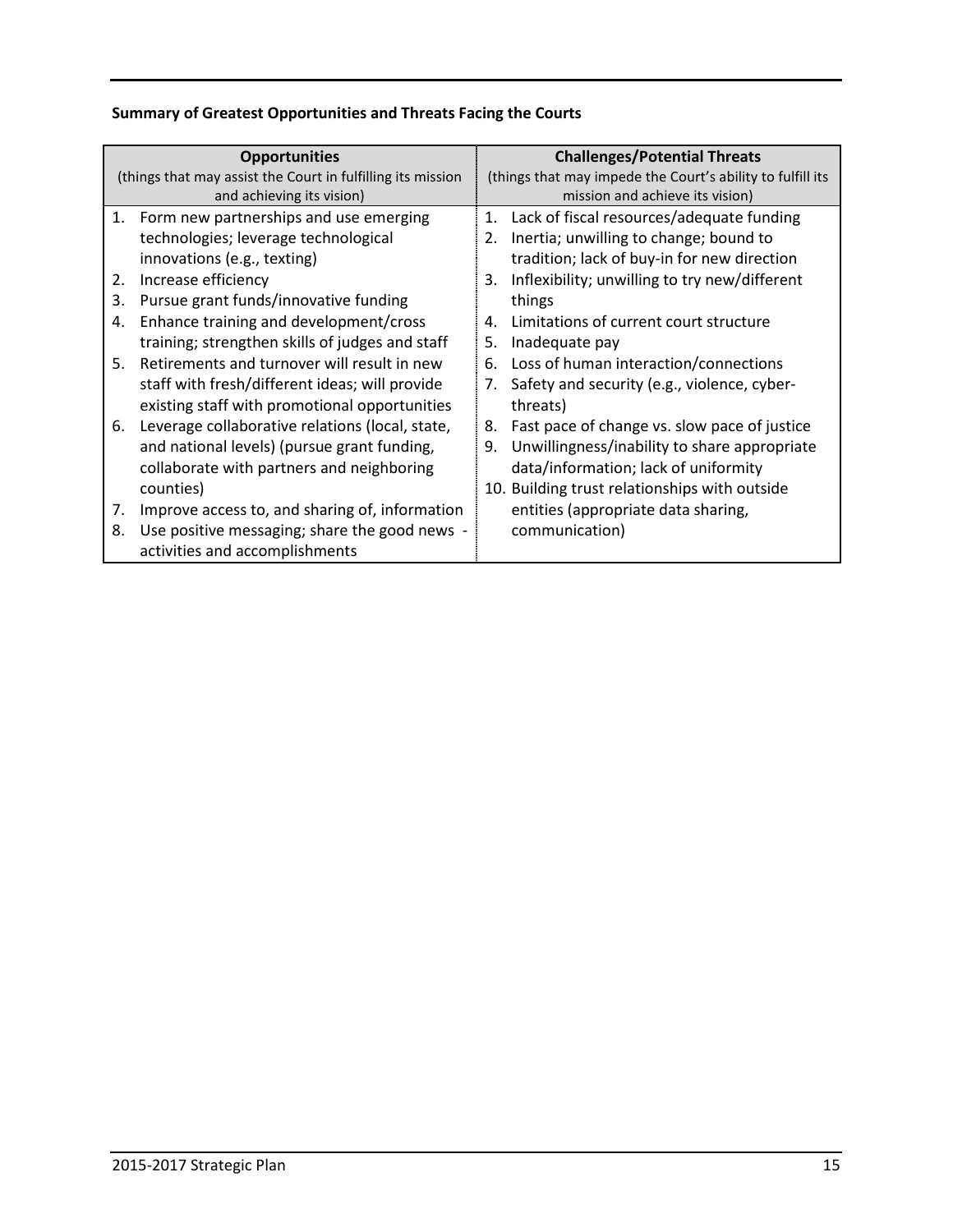**Summary of Greatest Opportunities and Threats Facing the Courts**

| Opportunities<br>(things that may assist the Court in fulfilling its mission and achieving its vision) | Challenges/Potential Threats<br>(things that may impede the Court's ability to fulfill its mission and achieve its vision) |
|---|---|
| 1. Form new partnerships and use emerging technologies; leverage technological innovations (e.g., texting)<br>2. Increase efficiency<br>3. Pursue grant funds/innovative funding<br>4. Enhance training and development/cross training; strengthen skills of judges and staff<br>5. Retirements and turnover will result in new staff with fresh/different ideas; will provide existing staff with promotional opportunities<br>6. Leverage collaborative relations (local, state, and national levels) (pursue grant funding, collaborate with partners and neighboring counties)<br>7. Improve access to, and sharing of, information<br>8. Use positive messaging; share the good news - activities and accomplishments | 1. Lack of fiscal resources/adequate funding<br>2. Inertia; unwilling to change; bound to tradition; lack of buy-in for new direction<br>3. Inflexibility; unwilling to try new/different things<br>4. Limitations of current court structure<br>5. Inadequate pay<br>6. Loss of human interaction/connections<br>7. Safety and security (e.g., violence, cyber-threats)<br>8. Fast pace of change vs. slow pace of justice<br>9. Unwillingness/inability to share appropriate data/information; lack of uniformity<br>10. Building trust relationships with outside entities (appropriate data sharing, communication) |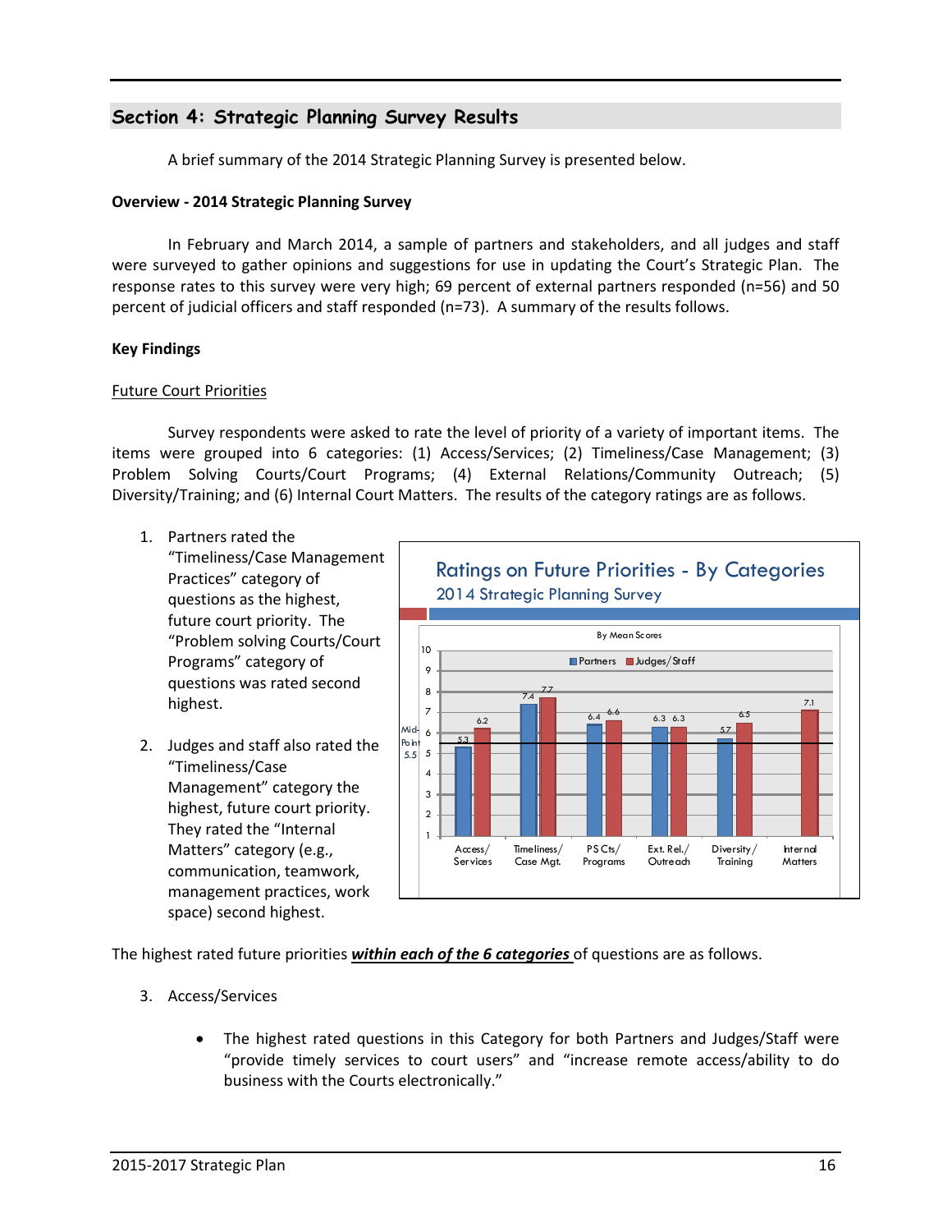## Section 4: Strategic Planning Survey Results

A brief summary of the 2014 Strategic Planning Survey is presented below.

**Overview - 2014 Strategic Planning Survey**

In February and March 2014, a sample of partners and stakeholders, and all judges and staff were surveyed to gather opinions and suggestions for use in updating the Court's Strategic Plan. The response rates to this survey were very high; 69 percent of external partners responded (n=56) and 50 percent of judicial officers and staff responded (n=73). A summary of the results follows.

**Key Findings**

Future Court Priorities

Survey respondents were asked to rate the level of priority of a variety of important items. The items were grouped into 6 categories: (1) Access/Services; (2) Timeliness/Case Management; (3) Problem Solving Courts/Court Programs; (4) External Relations/Community Outreach; (5) Diversity/Training; and (6) Internal Court Matters. The results of the category ratings are as follows.

1. Partners rated the "Timeliness/Case Management Practices" category of questions as the highest, future court priority. The "Problem solving Courts/Court Programs" category of questions was rated second highest.

2. Judges and staff also rated the "Timeliness/Case Management" category the highest, future court priority. They rated the "Internal Matters" category (e.g., communication, teamwork, management practices, work space) second highest.

**Ratings on Future Priorities - By Categories**
2014 Strategic Planning Survey

By Mean Scores (Mid-Point 5.5)

| Category | Partners | Judges/Staff |
|---|---|---|
| Access/Services | 5.3 | 6.2 |
| Timeliness/Case Mgt. | 7.4 | 7.7 |
| PS Cts/Programs | 6.4 | 6.6 |
| Ext. Rel./Outreach | 6.3 | 6.3 |
| Diversity/Training | 5.7 | 6.5 |
| Internal Matters | | 7.1 |

The highest rated future priorities ***within each of the 6 categories*** of questions are as follows.

3. Access/Services

   - The highest rated questions in this Category for both Partners and Judges/Staff were "provide timely services to court users" and "increase remote access/ability to do business with the Courts electronically."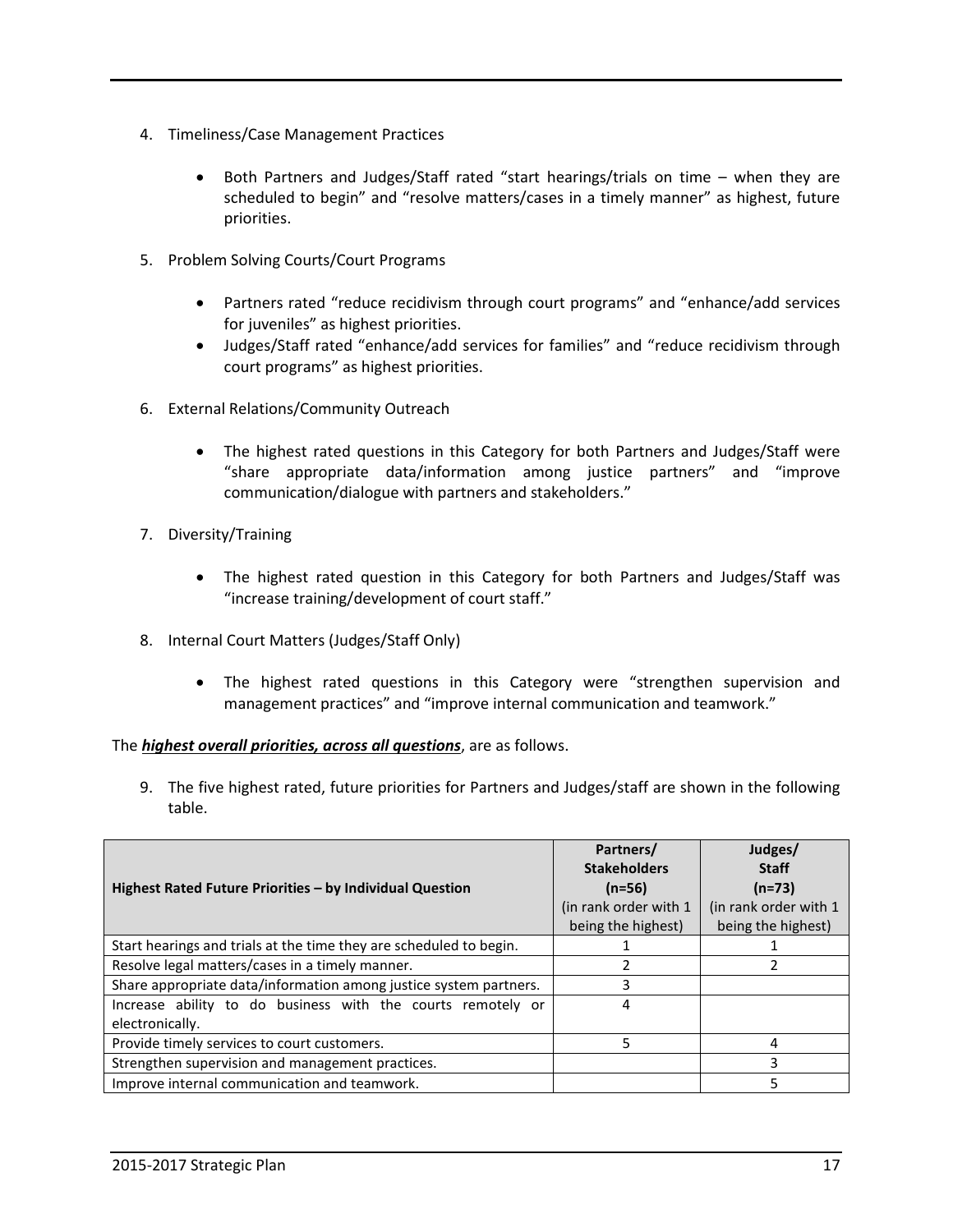4. Timeliness/Case Management Practices

   - Both Partners and Judges/Staff rated "start hearings/trials on time – when they are scheduled to begin" and "resolve matters/cases in a timely manner" as highest, future priorities.

5. Problem Solving Courts/Court Programs

   - Partners rated "reduce recidivism through court programs" and "enhance/add services for juveniles" as highest priorities.
   - Judges/Staff rated "enhance/add services for families" and "reduce recidivism through court programs" as highest priorities.

6. External Relations/Community Outreach

   - The highest rated questions in this Category for both Partners and Judges/Staff were "share appropriate data/information among justice partners" and "improve communication/dialogue with partners and stakeholders."

7. Diversity/Training

   - The highest rated question in this Category for both Partners and Judges/Staff was "increase training/development of court staff."

8. Internal Court Matters (Judges/Staff Only)

   - The highest rated questions in this Category were "strengthen supervision and management practices" and "improve internal communication and teamwork."

The ***highest overall priorities, across all questions***, are as follows.

9. The five highest rated, future priorities for Partners and Judges/staff are shown in the following table.

| Highest Rated Future Priorities – by Individual Question | Partners/ Stakeholders (n=56) (in rank order with 1 being the highest) | Judges/ Staff (n=73) (in rank order with 1 being the highest) |
|---|---|---|
| Start hearings and trials at the time they are scheduled to begin. | 1 | 1 |
| Resolve legal matters/cases in a timely manner. | 2 | 2 |
| Share appropriate data/information among justice system partners. | 3 | |
| Increase ability to do business with the courts remotely or electronically. | 4 | |
| Provide timely services to court customers. | 5 | 4 |
| Strengthen supervision and management practices. | | 3 |
| Improve internal communication and teamwork. | | 5 |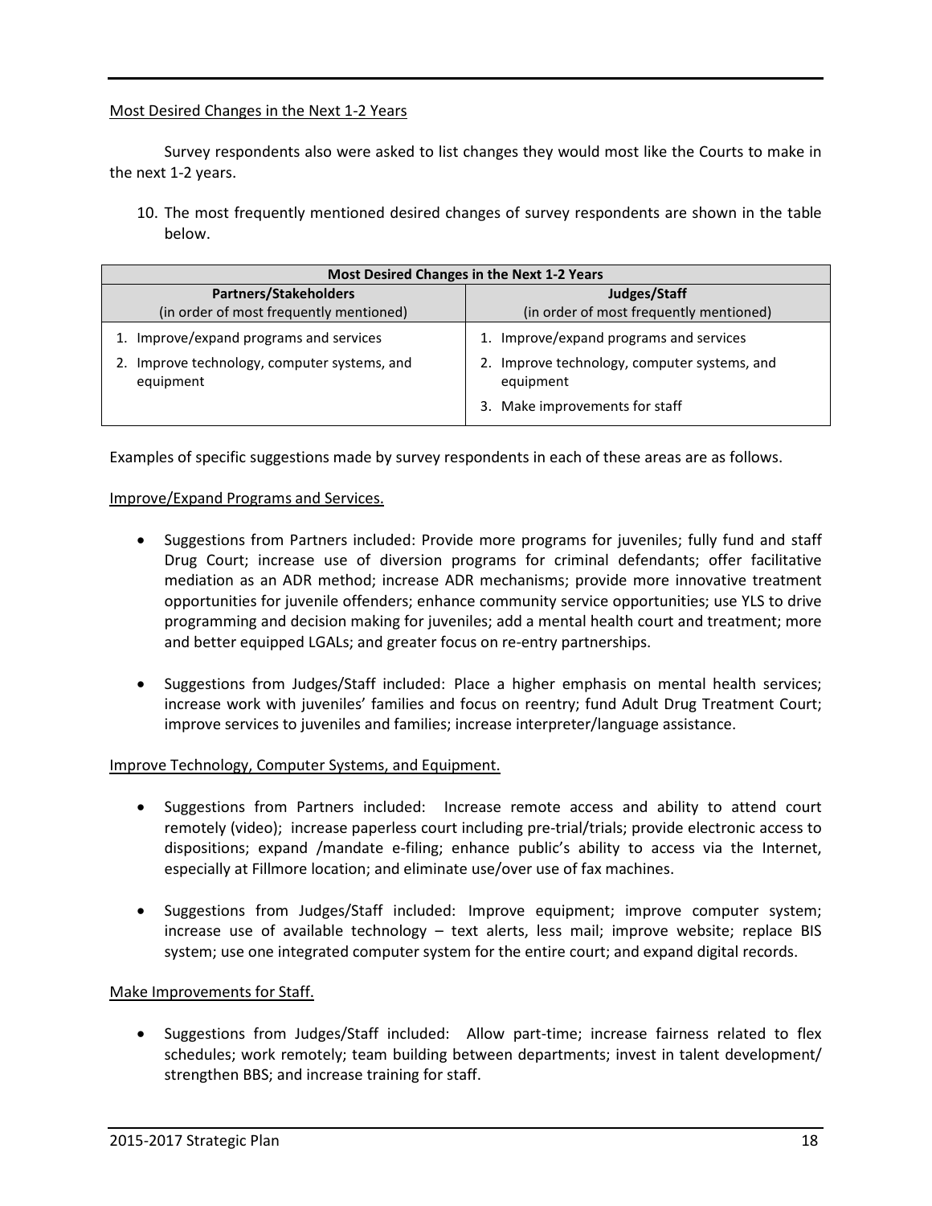Most Desired Changes in the Next 1-2 Years

Survey respondents also were asked to list changes they would most like the Courts to make in the next 1-2 years.

10. The most frequently mentioned desired changes of survey respondents are shown in the table below.

| Most Desired Changes in the Next 1-2 Years | |
|---|---|
| **Partners/Stakeholders** (in order of most frequently mentioned) | **Judges/Staff** (in order of most frequently mentioned) |
| 1. Improve/expand programs and services | 1. Improve/expand programs and services |
| 2. Improve technology, computer systems, and equipment | 2. Improve technology, computer systems, and equipment |
| | 3. Make improvements for staff |

Examples of specific suggestions made by survey respondents in each of these areas are as follows.

Improve/Expand Programs and Services.

- Suggestions from Partners included: Provide more programs for juveniles; fully fund and staff Drug Court; increase use of diversion programs for criminal defendants; offer facilitative mediation as an ADR method; increase ADR mechanisms; provide more innovative treatment opportunities for juvenile offenders; enhance community service opportunities; use YLS to drive programming and decision making for juveniles; add a mental health court and treatment; more and better equipped LGALs; and greater focus on re-entry partnerships.

- Suggestions from Judges/Staff included: Place a higher emphasis on mental health services; increase work with juveniles' families and focus on reentry; fund Adult Drug Treatment Court; improve services to juveniles and families; increase interpreter/language assistance.

Improve Technology, Computer Systems, and Equipment.

- Suggestions from Partners included: Increase remote access and ability to attend court remotely (video); increase paperless court including pre-trial/trials; provide electronic access to dispositions; expand /mandate e-filing; enhance public's ability to access via the Internet, especially at Fillmore location; and eliminate use/over use of fax machines.

- Suggestions from Judges/Staff included: Improve equipment; improve computer system; increase use of available technology – text alerts, less mail; improve website; replace BIS system; use one integrated computer system for the entire court; and expand digital records.

Make Improvements for Staff.

- Suggestions from Judges/Staff included: Allow part-time; increase fairness related to flex schedules; work remotely; team building between departments; invest in talent development/ strengthen BBS; and increase training for staff.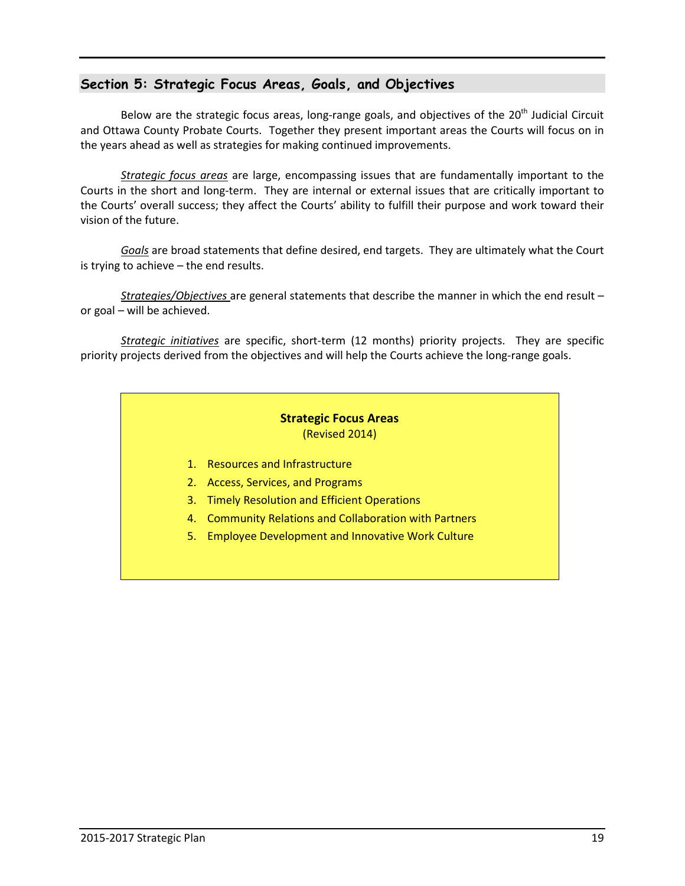## Section 5: Strategic Focus Areas, Goals, and Objectives

Below are the strategic focus areas, long-range goals, and objectives of the 20th Judicial Circuit and Ottawa County Probate Courts. Together they present important areas the Courts will focus on in the years ahead as well as strategies for making continued improvements.

*Strategic focus areas* are large, encompassing issues that are fundamentally important to the Courts in the short and long-term. They are internal or external issues that are critically important to the Courts' overall success; they affect the Courts' ability to fulfill their purpose and work toward their vision of the future.

*Goals* are broad statements that define desired, end targets. They are ultimately what the Court is trying to achieve – the end results.

*Strategies/Objectives* are general statements that describe the manner in which the end result – or goal – will be achieved.

*Strategic initiatives* are specific, short-term (12 months) priority projects. They are specific priority projects derived from the objectives and will help the Courts achieve the long-range goals.

**Strategic Focus Areas**
(Revised 2014)

1. Resources and Infrastructure
2. Access, Services, and Programs
3. Timely Resolution and Efficient Operations
4. Community Relations and Collaboration with Partners
5. Employee Development and Innovative Work Culture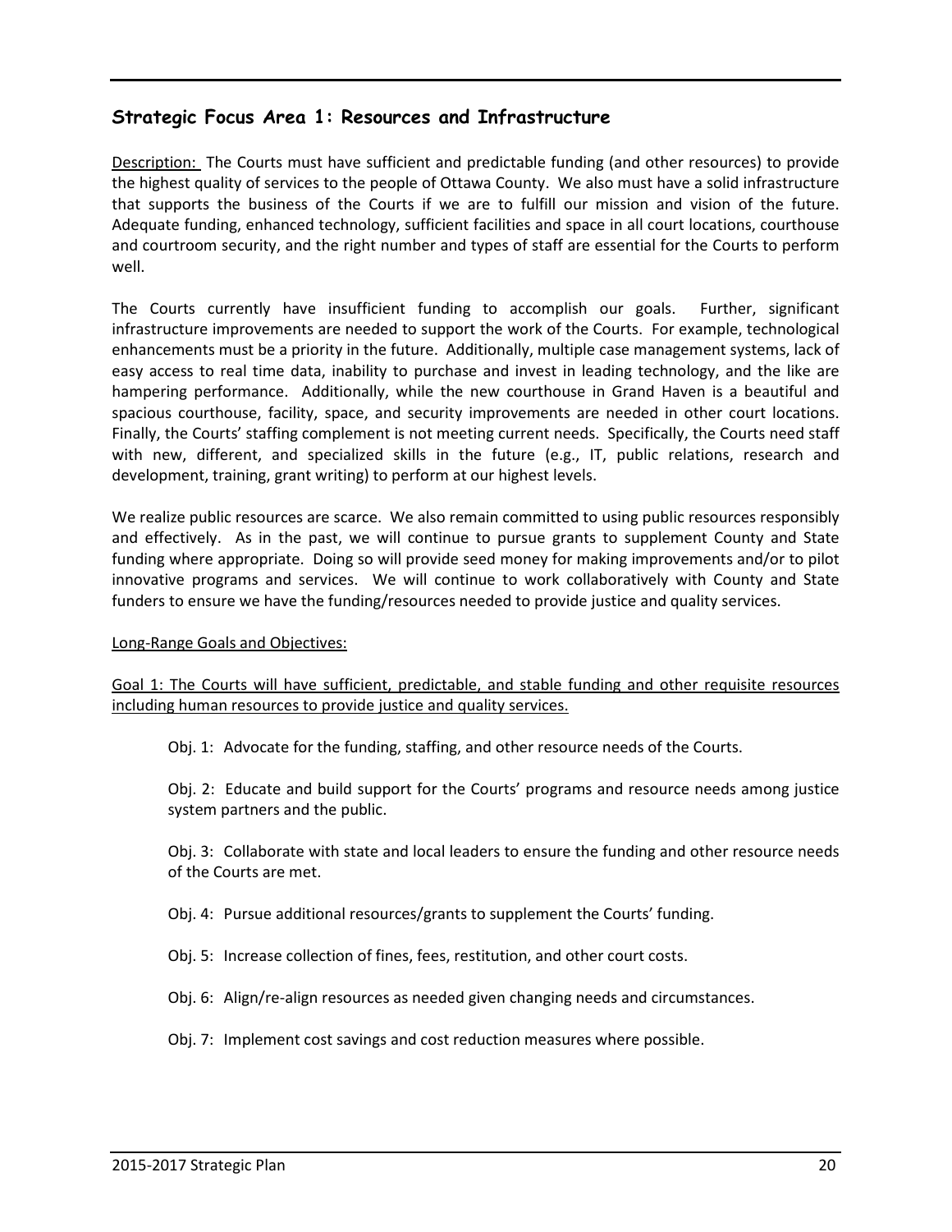## Strategic Focus Area 1: Resources and Infrastructure

Description: The Courts must have sufficient and predictable funding (and other resources) to provide the highest quality of services to the people of Ottawa County. We also must have a solid infrastructure that supports the business of the Courts if we are to fulfill our mission and vision of the future. Adequate funding, enhanced technology, sufficient facilities and space in all court locations, courthouse and courtroom security, and the right number and types of staff are essential for the Courts to perform well.

The Courts currently have insufficient funding to accomplish our goals. Further, significant infrastructure improvements are needed to support the work of the Courts. For example, technological enhancements must be a priority in the future. Additionally, multiple case management systems, lack of easy access to real time data, inability to purchase and invest in leading technology, and the like are hampering performance. Additionally, while the new courthouse in Grand Haven is a beautiful and spacious courthouse, facility, space, and security improvements are needed in other court locations. Finally, the Courts' staffing complement is not meeting current needs. Specifically, the Courts need staff with new, different, and specialized skills in the future (e.g., IT, public relations, research and development, training, grant writing) to perform at our highest levels.

We realize public resources are scarce. We also remain committed to using public resources responsibly and effectively. As in the past, we will continue to pursue grants to supplement County and State funding where appropriate. Doing so will provide seed money for making improvements and/or to pilot innovative programs and services. We will continue to work collaboratively with County and State funders to ensure we have the funding/resources needed to provide justice and quality services.

Long-Range Goals and Objectives:

Goal 1: The Courts will have sufficient, predictable, and stable funding and other requisite resources including human resources to provide justice and quality services.

Obj. 1: Advocate for the funding, staffing, and other resource needs of the Courts.

Obj. 2: Educate and build support for the Courts' programs and resource needs among justice system partners and the public.

Obj. 3: Collaborate with state and local leaders to ensure the funding and other resource needs of the Courts are met.

Obj. 4: Pursue additional resources/grants to supplement the Courts' funding.

Obj. 5: Increase collection of fines, fees, restitution, and other court costs.

Obj. 6: Align/re-align resources as needed given changing needs and circumstances.

Obj. 7: Implement cost savings and cost reduction measures where possible.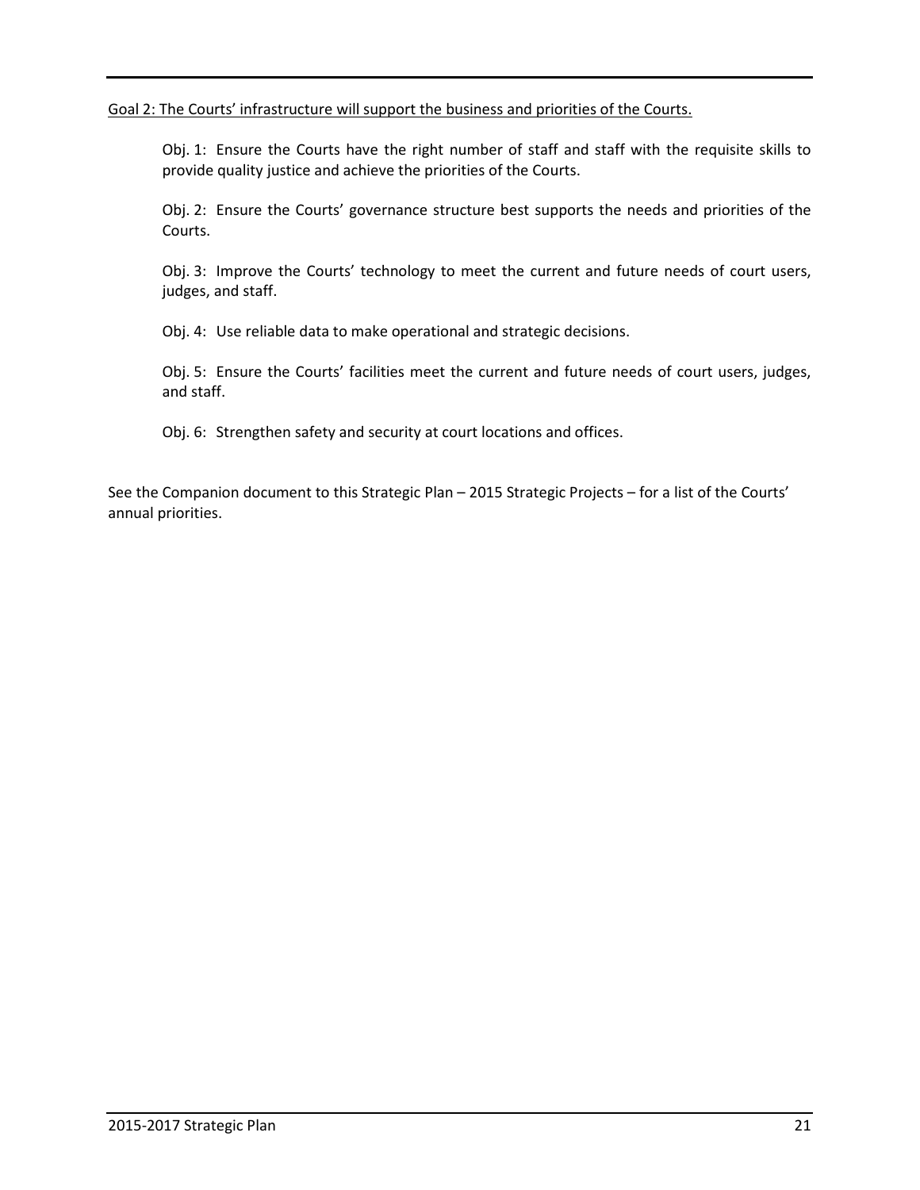Goal 2: The Courts' infrastructure will support the business and priorities of the Courts.

Obj. 1: Ensure the Courts have the right number of staff and staff with the requisite skills to provide quality justice and achieve the priorities of the Courts.

Obj. 2: Ensure the Courts' governance structure best supports the needs and priorities of the Courts.

Obj. 3: Improve the Courts' technology to meet the current and future needs of court users, judges, and staff.

Obj. 4: Use reliable data to make operational and strategic decisions.

Obj. 5: Ensure the Courts' facilities meet the current and future needs of court users, judges, and staff.

Obj. 6: Strengthen safety and security at court locations and offices.

See the Companion document to this Strategic Plan – 2015 Strategic Projects – for a list of the Courts' annual priorities.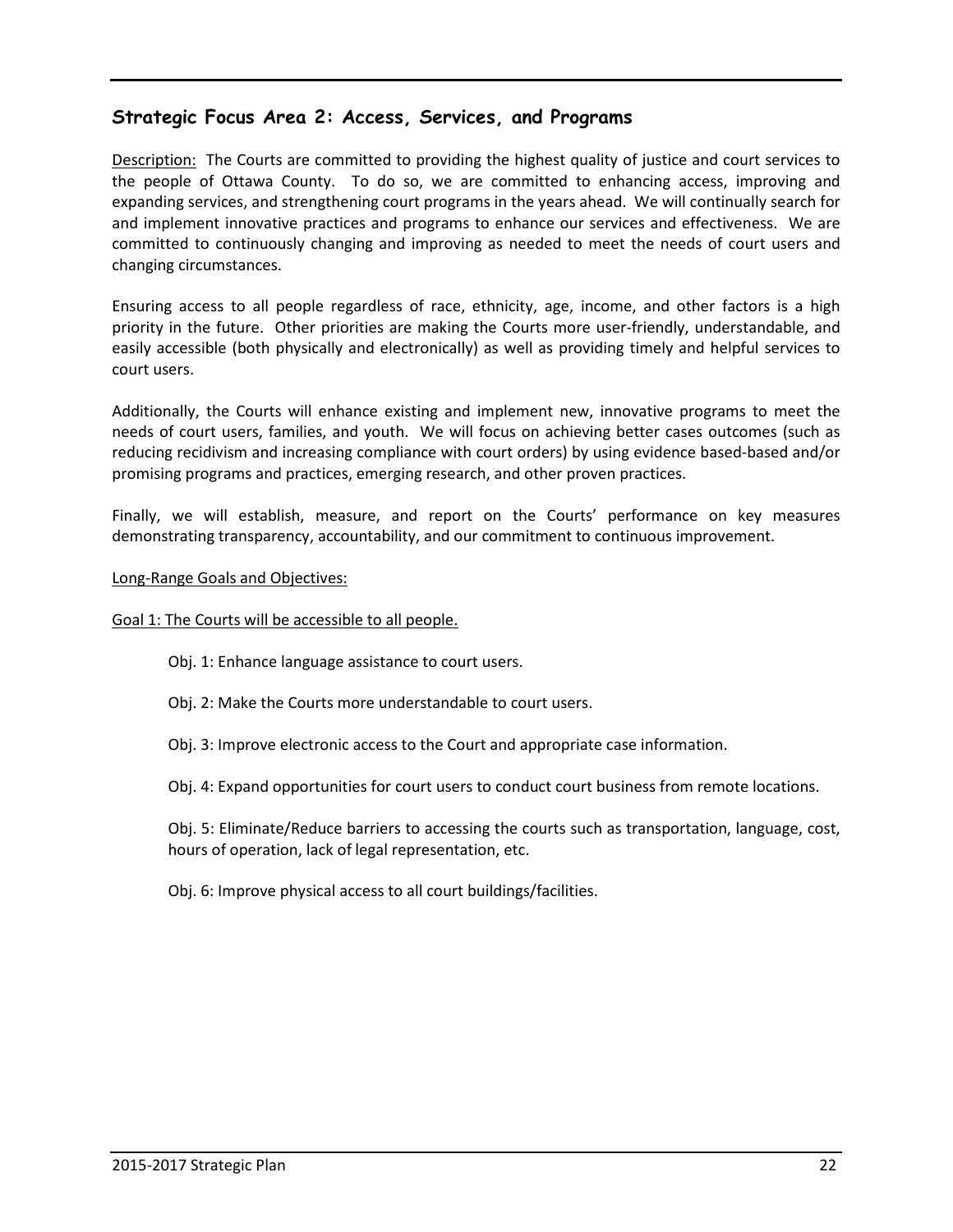## Strategic Focus Area 2: Access, Services, and Programs

Description: The Courts are committed to providing the highest quality of justice and court services to the people of Ottawa County. To do so, we are committed to enhancing access, improving and expanding services, and strengthening court programs in the years ahead. We will continually search for and implement innovative practices and programs to enhance our services and effectiveness. We are committed to continuously changing and improving as needed to meet the needs of court users and changing circumstances.

Ensuring access to all people regardless of race, ethnicity, age, income, and other factors is a high priority in the future. Other priorities are making the Courts more user-friendly, understandable, and easily accessible (both physically and electronically) as well as providing timely and helpful services to court users.

Additionally, the Courts will enhance existing and implement new, innovative programs to meet the needs of court users, families, and youth. We will focus on achieving better cases outcomes (such as reducing recidivism and increasing compliance with court orders) by using evidence based-based and/or promising programs and practices, emerging research, and other proven practices.

Finally, we will establish, measure, and report on the Courts' performance on key measures demonstrating transparency, accountability, and our commitment to continuous improvement.

Long-Range Goals and Objectives:

Goal 1: The Courts will be accessible to all people.

Obj. 1: Enhance language assistance to court users.

Obj. 2: Make the Courts more understandable to court users.

Obj. 3: Improve electronic access to the Court and appropriate case information.

Obj. 4: Expand opportunities for court users to conduct court business from remote locations.

Obj. 5: Eliminate/Reduce barriers to accessing the courts such as transportation, language, cost, hours of operation, lack of legal representation, etc.

Obj. 6: Improve physical access to all court buildings/facilities.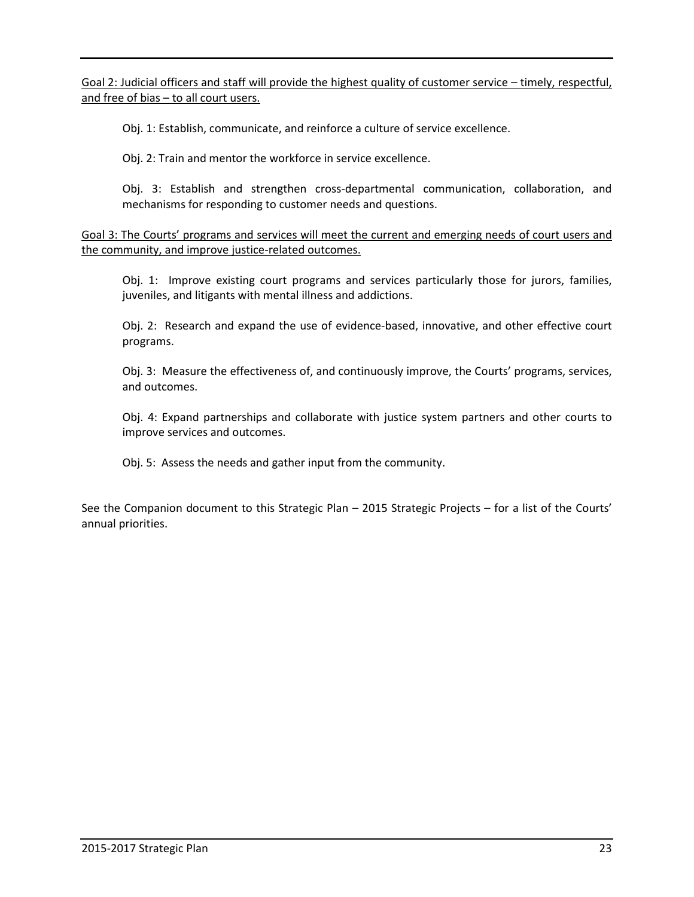<u>Goal 2: Judicial officers and staff will provide the highest quality of customer service – timely, respectful, and free of bias – to all court users.</u>

Obj. 1: Establish, communicate, and reinforce a culture of service excellence.

Obj. 2: Train and mentor the workforce in service excellence.

Obj. 3: Establish and strengthen cross-departmental communication, collaboration, and mechanisms for responding to customer needs and questions.

<u>Goal 3: The Courts' programs and services will meet the current and emerging needs of court users and the community, and improve justice-related outcomes.</u>

Obj. 1: Improve existing court programs and services particularly those for jurors, families, juveniles, and litigants with mental illness and addictions.

Obj. 2: Research and expand the use of evidence-based, innovative, and other effective court programs.

Obj. 3: Measure the effectiveness of, and continuously improve, the Courts' programs, services, and outcomes.

Obj. 4: Expand partnerships and collaborate with justice system partners and other courts to improve services and outcomes.

Obj. 5: Assess the needs and gather input from the community.

See the Companion document to this Strategic Plan – 2015 Strategic Projects – for a list of the Courts' annual priorities.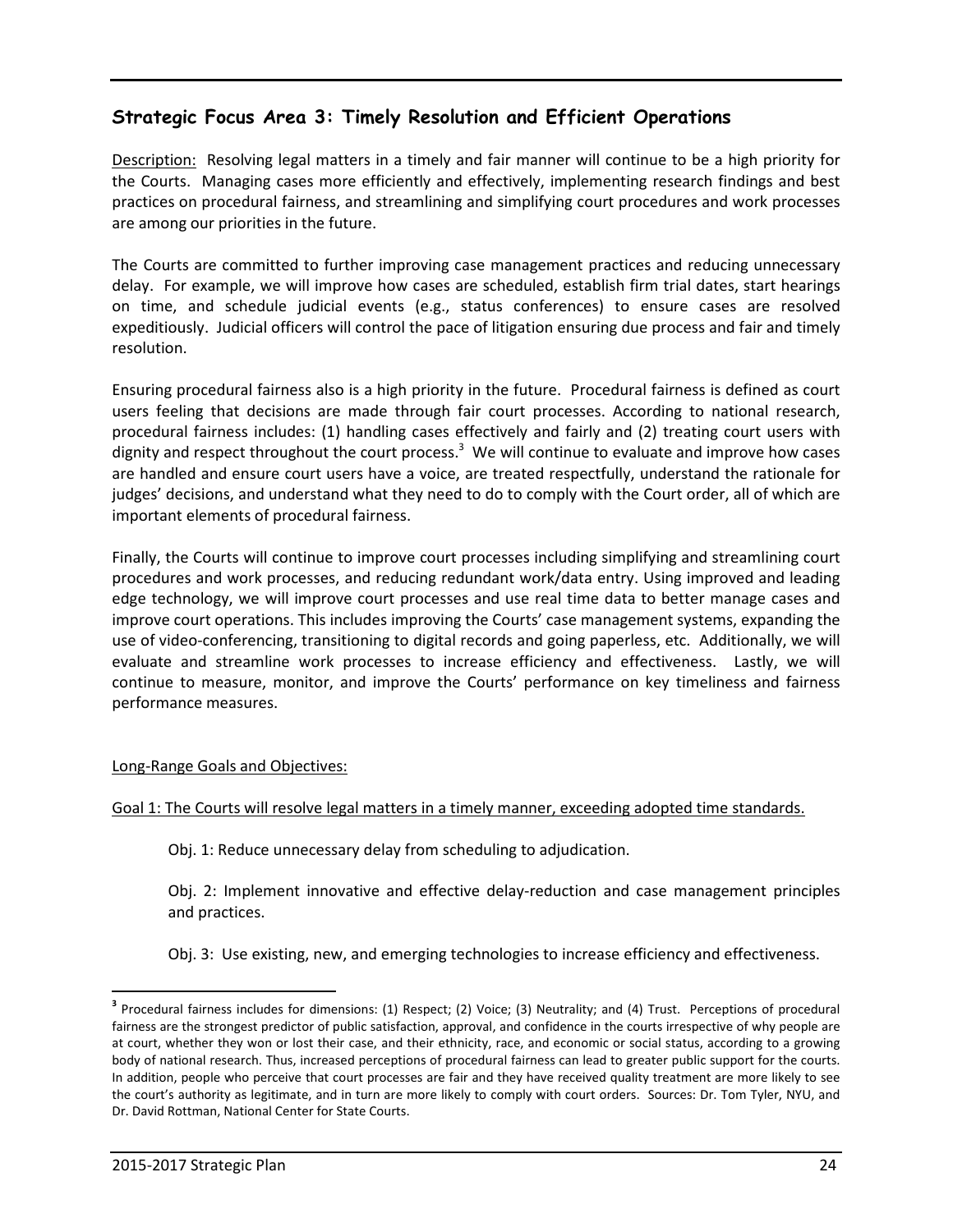## Strategic Focus Area 3: Timely Resolution and Efficient Operations

Description: Resolving legal matters in a timely and fair manner will continue to be a high priority for the Courts. Managing cases more efficiently and effectively, implementing research findings and best practices on procedural fairness, and streamlining and simplifying court procedures and work processes are among our priorities in the future.

The Courts are committed to further improving case management practices and reducing unnecessary delay. For example, we will improve how cases are scheduled, establish firm trial dates, start hearings on time, and schedule judicial events (e.g., status conferences) to ensure cases are resolved expeditiously. Judicial officers will control the pace of litigation ensuring due process and fair and timely resolution.

Ensuring procedural fairness also is a high priority in the future. Procedural fairness is defined as court users feeling that decisions are made through fair court processes. According to national research, procedural fairness includes: (1) handling cases effectively and fairly and (2) treating court users with dignity and respect throughout the court process.[3] We will continue to evaluate and improve how cases are handled and ensure court users have a voice, are treated respectfully, understand the rationale for judges' decisions, and understand what they need to do to comply with the Court order, all of which are important elements of procedural fairness.

Finally, the Courts will continue to improve court processes including simplifying and streamlining court procedures and work processes, and reducing redundant work/data entry. Using improved and leading edge technology, we will improve court processes and use real time data to better manage cases and improve court operations. This includes improving the Courts' case management systems, expanding the use of video-conferencing, transitioning to digital records and going paperless, etc. Additionally, we will evaluate and streamline work processes to increase efficiency and effectiveness. Lastly, we will continue to measure, monitor, and improve the Courts' performance on key timeliness and fairness performance measures.

Long-Range Goals and Objectives:

Goal 1: The Courts will resolve legal matters in a timely manner, exceeding adopted time standards.

Obj. 1: Reduce unnecessary delay from scheduling to adjudication.

Obj. 2: Implement innovative and effective delay-reduction and case management principles and practices.

Obj. 3: Use existing, new, and emerging technologies to increase efficiency and effectiveness.

---

[3] Procedural fairness includes for dimensions: (1) Respect; (2) Voice; (3) Neutrality; and (4) Trust. Perceptions of procedural fairness are the strongest predictor of public satisfaction, approval, and confidence in the courts irrespective of why people are at court, whether they won or lost their case, and their ethnicity, race, and economic or social status, according to a growing body of national research. Thus, increased perceptions of procedural fairness can lead to greater public support for the courts. In addition, people who perceive that court processes are fair and they have received quality treatment are more likely to see the court's authority as legitimate, and in turn are more likely to comply with court orders. Sources: Dr. Tom Tyler, NYU, and Dr. David Rottman, National Center for State Courts.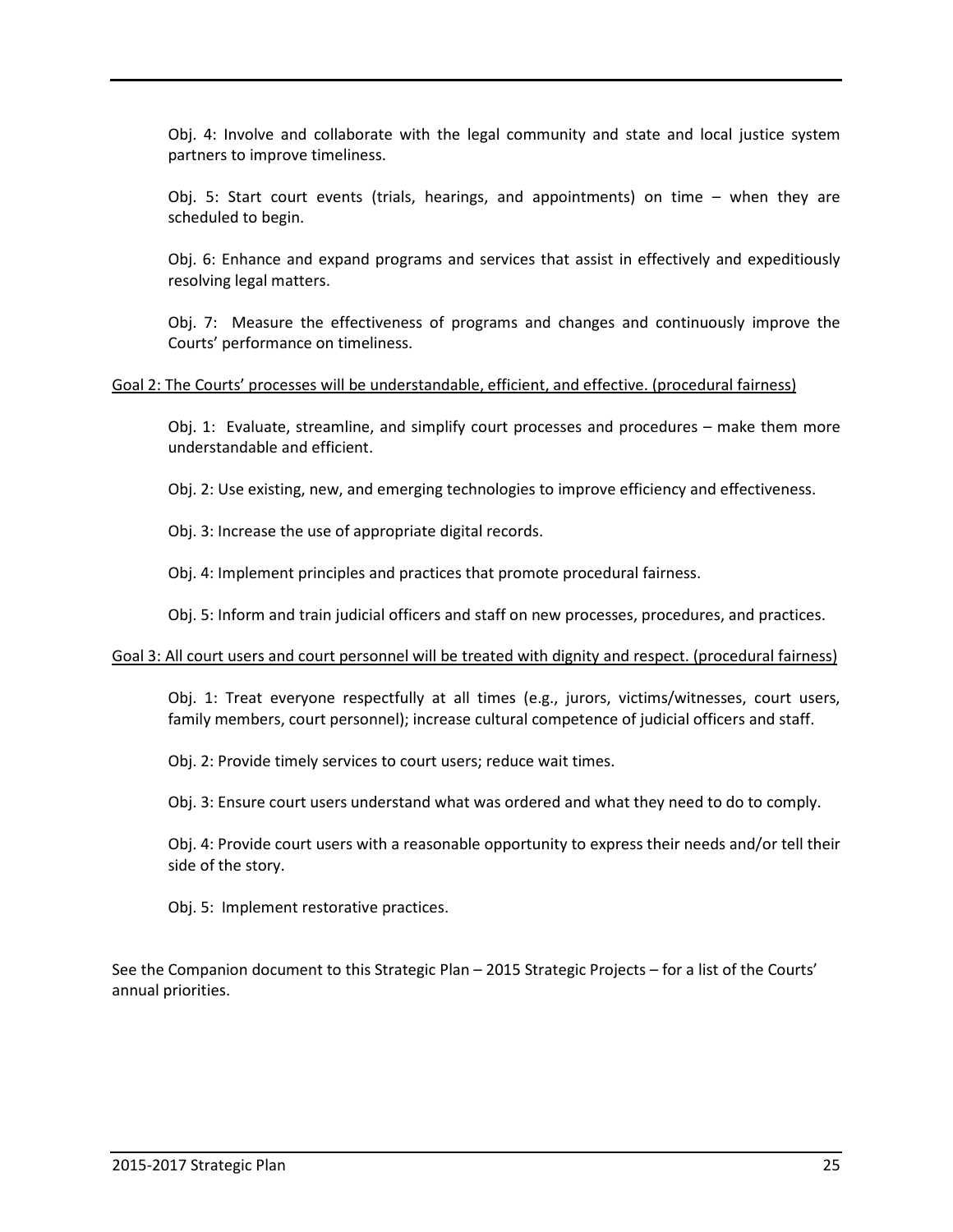Obj. 4: Involve and collaborate with the legal community and state and local justice system partners to improve timeliness.

Obj. 5: Start court events (trials, hearings, and appointments) on time – when they are scheduled to begin.

Obj. 6: Enhance and expand programs and services that assist in effectively and expeditiously resolving legal matters.

Obj. 7: Measure the effectiveness of programs and changes and continuously improve the Courts' performance on timeliness.

<u>Goal 2: The Courts' processes will be understandable, efficient, and effective. (procedural fairness)</u>

Obj. 1: Evaluate, streamline, and simplify court processes and procedures – make them more understandable and efficient.

Obj. 2: Use existing, new, and emerging technologies to improve efficiency and effectiveness.

Obj. 3: Increase the use of appropriate digital records.

Obj. 4: Implement principles and practices that promote procedural fairness.

Obj. 5: Inform and train judicial officers and staff on new processes, procedures, and practices.

<u>Goal 3: All court users and court personnel will be treated with dignity and respect. (procedural fairness)</u>

Obj. 1: Treat everyone respectfully at all times (e.g., jurors, victims/witnesses, court users, family members, court personnel); increase cultural competence of judicial officers and staff.

Obj. 2: Provide timely services to court users; reduce wait times.

Obj. 3: Ensure court users understand what was ordered and what they need to do to comply.

Obj. 4: Provide court users with a reasonable opportunity to express their needs and/or tell their side of the story.

Obj. 5: Implement restorative practices.

See the Companion document to this Strategic Plan – 2015 Strategic Projects – for a list of the Courts' annual priorities.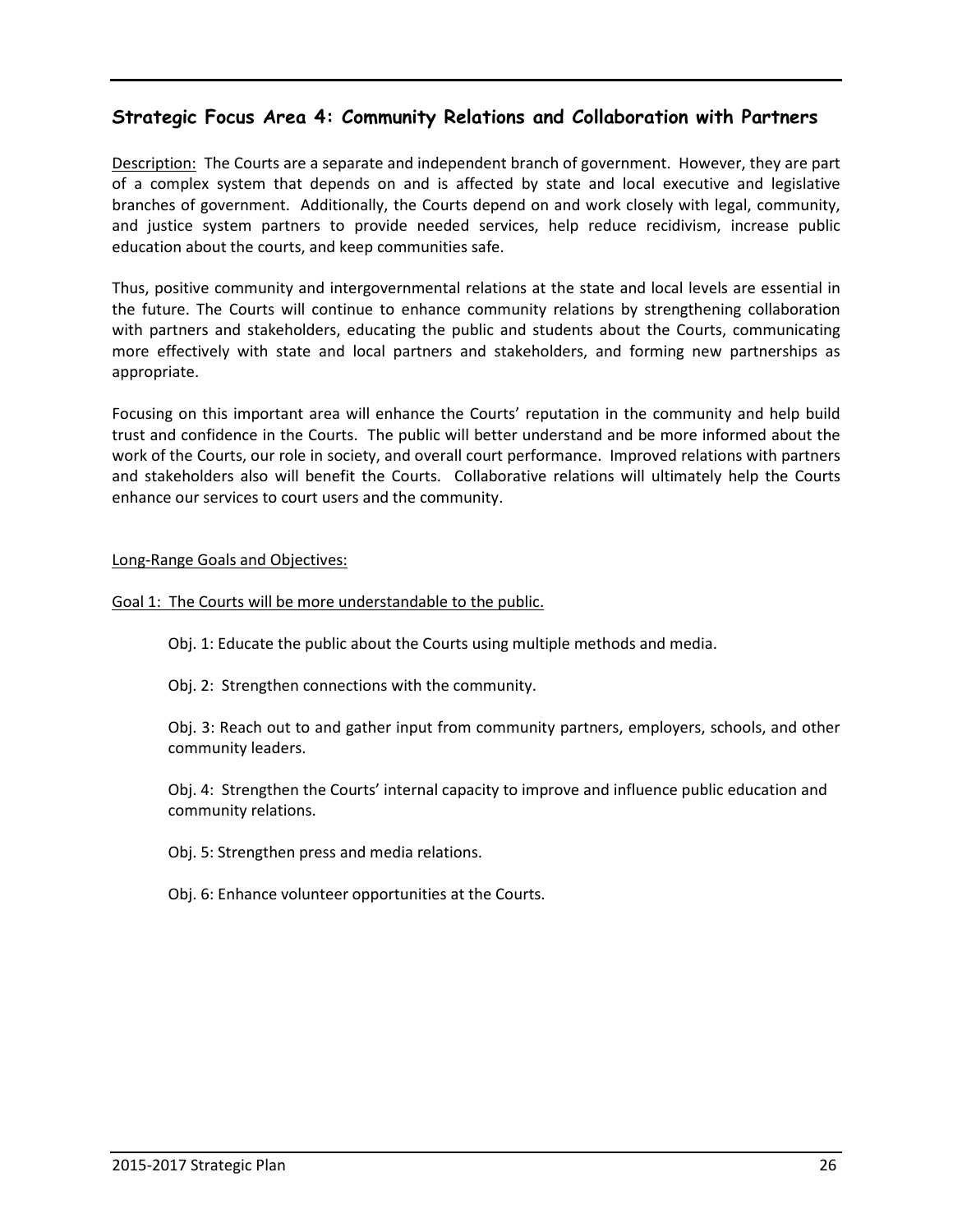## Strategic Focus Area 4: Community Relations and Collaboration with Partners

Description: The Courts are a separate and independent branch of government. However, they are part of a complex system that depends on and is affected by state and local executive and legislative branches of government. Additionally, the Courts depend on and work closely with legal, community, and justice system partners to provide needed services, help reduce recidivism, increase public education about the courts, and keep communities safe.

Thus, positive community and intergovernmental relations at the state and local levels are essential in the future. The Courts will continue to enhance community relations by strengthening collaboration with partners and stakeholders, educating the public and students about the Courts, communicating more effectively with state and local partners and stakeholders, and forming new partnerships as appropriate.

Focusing on this important area will enhance the Courts' reputation in the community and help build trust and confidence in the Courts. The public will better understand and be more informed about the work of the Courts, our role in society, and overall court performance. Improved relations with partners and stakeholders also will benefit the Courts. Collaborative relations will ultimately help the Courts enhance our services to court users and the community.

Long-Range Goals and Objectives:

Goal 1: The Courts will be more understandable to the public.

- Obj. 1: Educate the public about the Courts using multiple methods and media.
- Obj. 2: Strengthen connections with the community.
- Obj. 3: Reach out to and gather input from community partners, employers, schools, and other community leaders.
- Obj. 4: Strengthen the Courts' internal capacity to improve and influence public education and community relations.
- Obj. 5: Strengthen press and media relations.
- Obj. 6: Enhance volunteer opportunities at the Courts.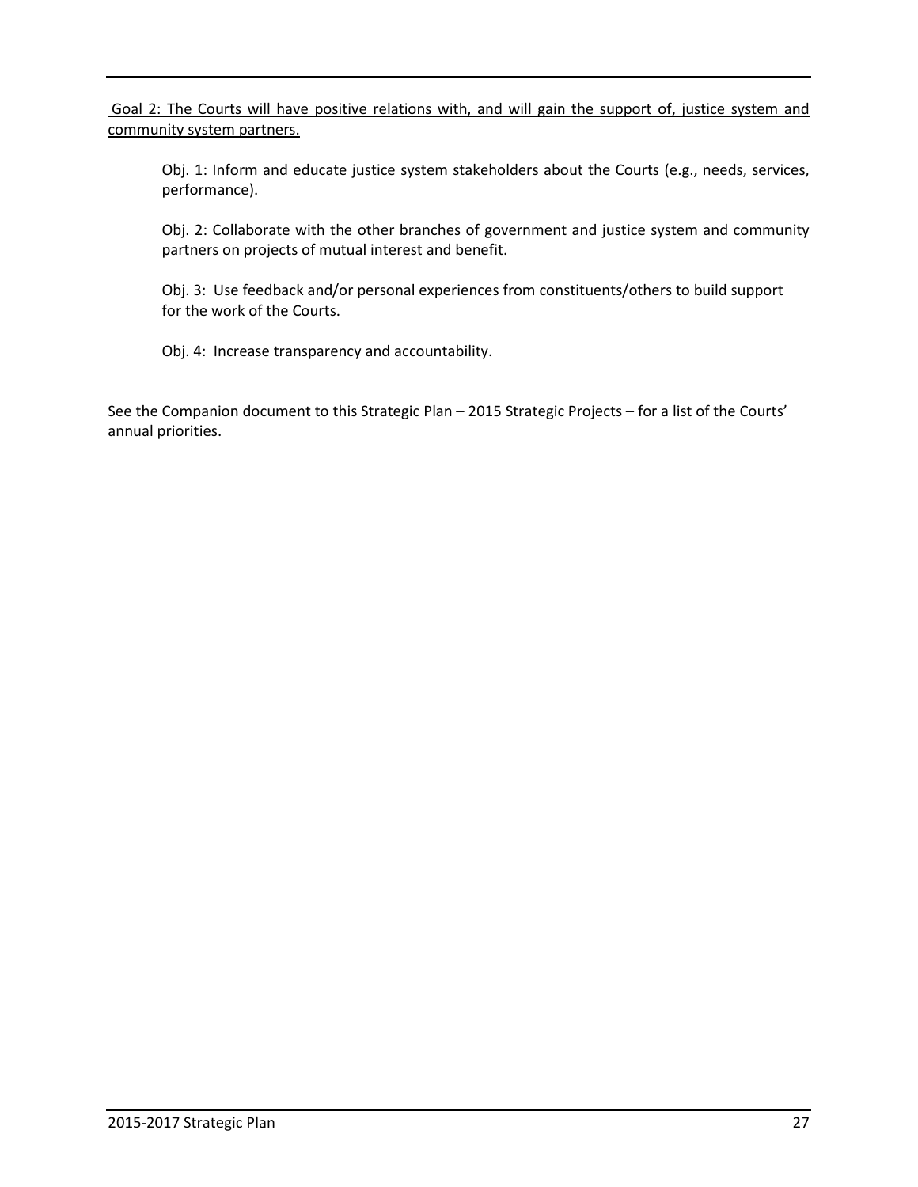Goal 2: The Courts will have positive relations with, and will gain the support of, justice system and community system partners.

Obj. 1: Inform and educate justice system stakeholders about the Courts (e.g., needs, services, performance).

Obj. 2: Collaborate with the other branches of government and justice system and community partners on projects of mutual interest and benefit.

Obj. 3: Use feedback and/or personal experiences from constituents/others to build support for the work of the Courts.

Obj. 4: Increase transparency and accountability.

See the Companion document to this Strategic Plan – 2015 Strategic Projects – for a list of the Courts' annual priorities.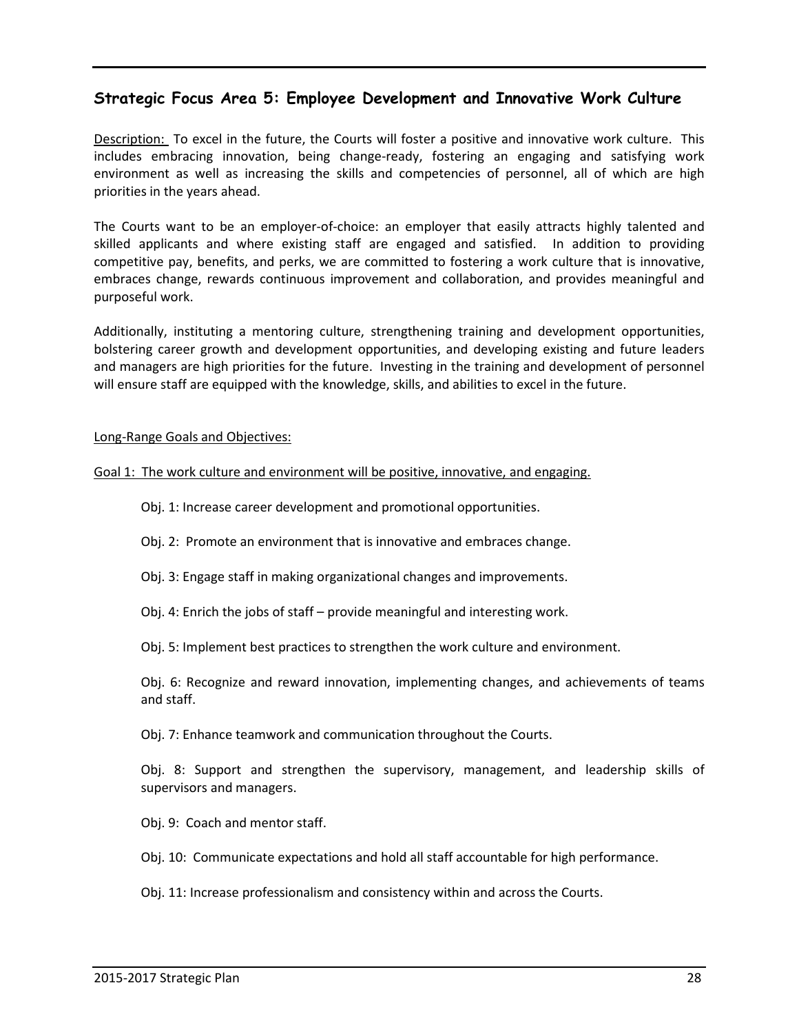## Strategic Focus Area 5: Employee Development and Innovative Work Culture

Description: To excel in the future, the Courts will foster a positive and innovative work culture. This includes embracing innovation, being change-ready, fostering an engaging and satisfying work environment as well as increasing the skills and competencies of personnel, all of which are high priorities in the years ahead.

The Courts want to be an employer-of-choice: an employer that easily attracts highly talented and skilled applicants and where existing staff are engaged and satisfied. In addition to providing competitive pay, benefits, and perks, we are committed to fostering a work culture that is innovative, embraces change, rewards continuous improvement and collaboration, and provides meaningful and purposeful work.

Additionally, instituting a mentoring culture, strengthening training and development opportunities, bolstering career growth and development opportunities, and developing existing and future leaders and managers are high priorities for the future. Investing in the training and development of personnel will ensure staff are equipped with the knowledge, skills, and abilities to excel in the future.

Long-Range Goals and Objectives:

Goal 1: The work culture and environment will be positive, innovative, and engaging.

Obj. 1: Increase career development and promotional opportunities.

Obj. 2: Promote an environment that is innovative and embraces change.

Obj. 3: Engage staff in making organizational changes and improvements.

Obj. 4: Enrich the jobs of staff – provide meaningful and interesting work.

Obj. 5: Implement best practices to strengthen the work culture and environment.

Obj. 6: Recognize and reward innovation, implementing changes, and achievements of teams and staff.

Obj. 7: Enhance teamwork and communication throughout the Courts.

Obj. 8: Support and strengthen the supervisory, management, and leadership skills of supervisors and managers.

Obj. 9: Coach and mentor staff.

Obj. 10: Communicate expectations and hold all staff accountable for high performance.

Obj. 11: Increase professionalism and consistency within and across the Courts.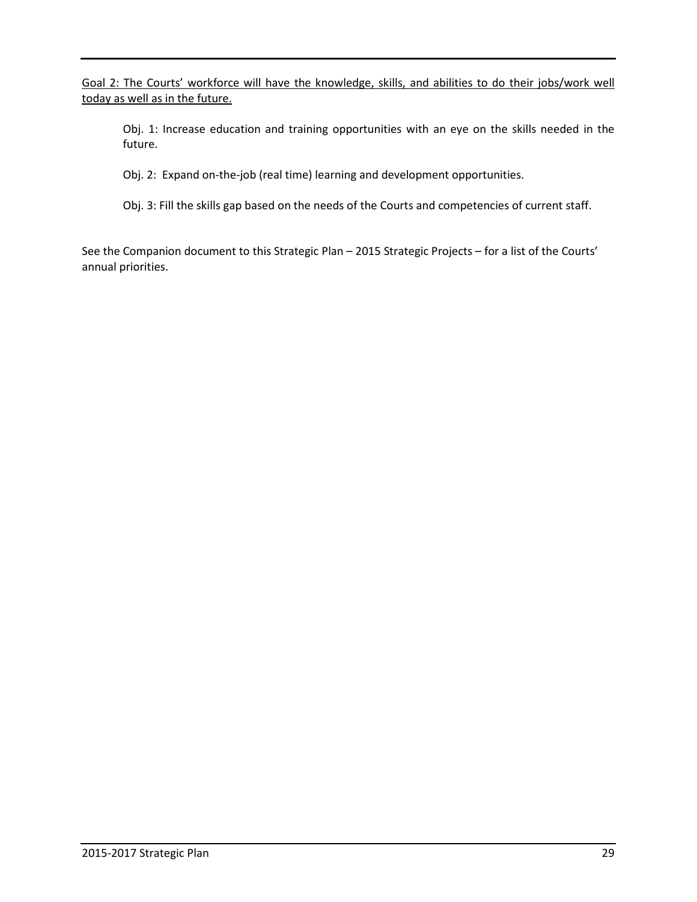<u>Goal 2: The Courts' workforce will have the knowledge, skills, and abilities to do their jobs/work well today as well as in the future.</u>

Obj. 1: Increase education and training opportunities with an eye on the skills needed in the future.

Obj. 2: Expand on-the-job (real time) learning and development opportunities.

Obj. 3: Fill the skills gap based on the needs of the Courts and competencies of current staff.

See the Companion document to this Strategic Plan – 2015 Strategic Projects – for a list of the Courts' annual priorities.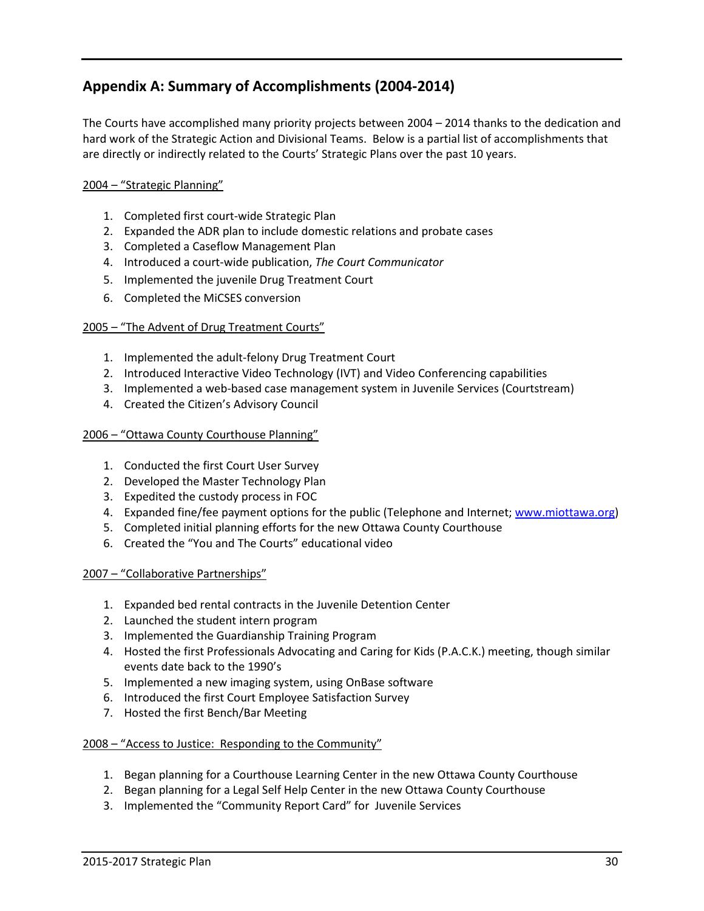## Appendix A: Summary of Accomplishments (2004-2014)

The Courts have accomplished many priority projects between 2004 – 2014 thanks to the dedication and hard work of the Strategic Action and Divisional Teams. Below is a partial list of accomplishments that are directly or indirectly related to the Courts' Strategic Plans over the past 10 years.

<u>2004 – "Strategic Planning"</u>

1. Completed first court-wide Strategic Plan
2. Expanded the ADR plan to include domestic relations and probate cases
3. Completed a Caseflow Management Plan
4. Introduced a court-wide publication, *The Court Communicator*
5. Implemented the juvenile Drug Treatment Court
6. Completed the MiCSES conversion

<u>2005 – "The Advent of Drug Treatment Courts"</u>

1. Implemented the adult-felony Drug Treatment Court
2. Introduced Interactive Video Technology (IVT) and Video Conferencing capabilities
3. Implemented a web-based case management system in Juvenile Services (Courtstream)
4. Created the Citizen's Advisory Council

<u>2006 – "Ottawa County Courthouse Planning"</u>

1. Conducted the first Court User Survey
2. Developed the Master Technology Plan
3. Expedited the custody process in FOC
4. Expanded fine/fee payment options for the public (Telephone and Internet; [www.miottawa.org](www.miottawa.org))
5. Completed initial planning efforts for the new Ottawa County Courthouse
6. Created the "You and The Courts" educational video

<u>2007 – "Collaborative Partnerships"</u>

1. Expanded bed rental contracts in the Juvenile Detention Center
2. Launched the student intern program
3. Implemented the Guardianship Training Program
4. Hosted the first Professionals Advocating and Caring for Kids (P.A.C.K.) meeting, though similar events date back to the 1990's
5. Implemented a new imaging system, using OnBase software
6. Introduced the first Court Employee Satisfaction Survey
7. Hosted the first Bench/Bar Meeting

<u>2008 – "Access to Justice: Responding to the Community"</u>

1. Began planning for a Courthouse Learning Center in the new Ottawa County Courthouse
2. Began planning for a Legal Self Help Center in the new Ottawa County Courthouse
3. Implemented the "Community Report Card" for Juvenile Services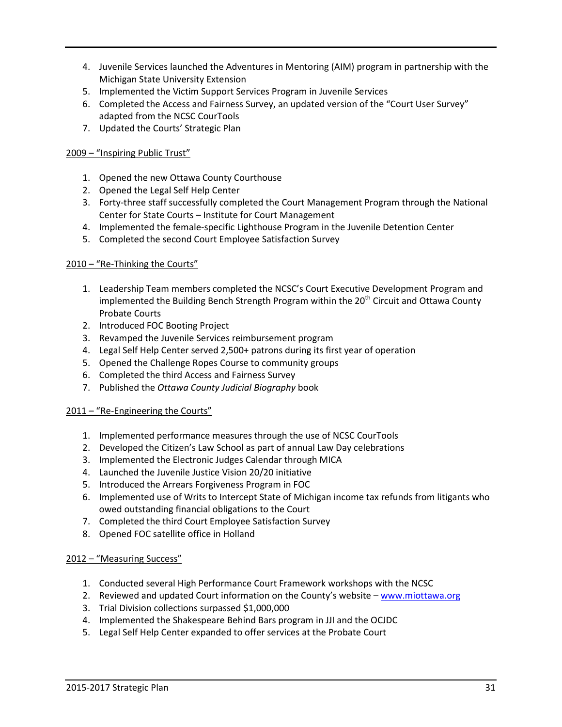4. Juvenile Services launched the Adventures in Mentoring (AIM) program in partnership with the Michigan State University Extension
5. Implemented the Victim Support Services Program in Juvenile Services
6. Completed the Access and Fairness Survey, an updated version of the "Court User Survey" adapted from the NCSC CourTools
7. Updated the Courts' Strategic Plan

2009 – "Inspiring Public Trust"

1. Opened the new Ottawa County Courthouse
2. Opened the Legal Self Help Center
3. Forty-three staff successfully completed the Court Management Program through the National Center for State Courts – Institute for Court Management
4. Implemented the female-specific Lighthouse Program in the Juvenile Detention Center
5. Completed the second Court Employee Satisfaction Survey

2010 – "Re-Thinking the Courts"

1. Leadership Team members completed the NCSC's Court Executive Development Program and implemented the Building Bench Strength Program within the 20th Circuit and Ottawa County Probate Courts
2. Introduced FOC Booting Project
3. Revamped the Juvenile Services reimbursement program
4. Legal Self Help Center served 2,500+ patrons during its first year of operation
5. Opened the Challenge Ropes Course to community groups
6. Completed the third Access and Fairness Survey
7. Published the *Ottawa County Judicial Biography* book

2011 – "Re-Engineering the Courts"

1. Implemented performance measures through the use of NCSC CourTools
2. Developed the Citizen's Law School as part of annual Law Day celebrations
3. Implemented the Electronic Judges Calendar through MICA
4. Launched the Juvenile Justice Vision 20/20 initiative
5. Introduced the Arrears Forgiveness Program in FOC
6. Implemented use of Writs to Intercept State of Michigan income tax refunds from litigants who owed outstanding financial obligations to the Court
7. Completed the third Court Employee Satisfaction Survey
8. Opened FOC satellite office in Holland

2012 – "Measuring Success"

1. Conducted several High Performance Court Framework workshops with the NCSC
2. Reviewed and updated Court information on the County's website – www.miottawa.org
3. Trial Division collections surpassed $1,000,000
4. Implemented the Shakespeare Behind Bars program in JJI and the OCJDC
5. Legal Self Help Center expanded to offer services at the Probate Court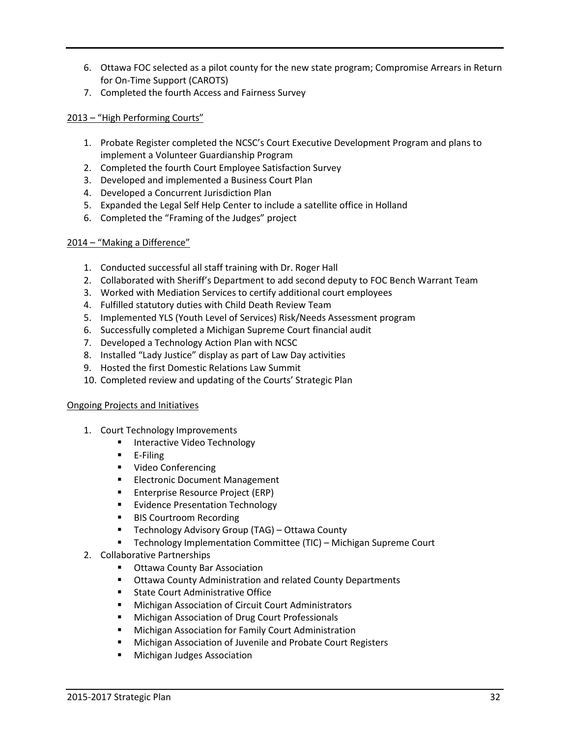6. Ottawa FOC selected as a pilot county for the new state program; Compromise Arrears in Return for On-Time Support (CAROTS)
7. Completed the fourth Access and Fairness Survey

2013 – "High Performing Courts"

1. Probate Register completed the NCSC's Court Executive Development Program and plans to implement a Volunteer Guardianship Program
2. Completed the fourth Court Employee Satisfaction Survey
3. Developed and implemented a Business Court Plan
4. Developed a Concurrent Jurisdiction Plan
5. Expanded the Legal Self Help Center to include a satellite office in Holland
6. Completed the "Framing of the Judges" project

2014 – "Making a Difference"

1. Conducted successful all staff training with Dr. Roger Hall
2. Collaborated with Sheriff's Department to add second deputy to FOC Bench Warrant Team
3. Worked with Mediation Services to certify additional court employees
4. Fulfilled statutory duties with Child Death Review Team
5. Implemented YLS (Youth Level of Services) Risk/Needs Assessment program
6. Successfully completed a Michigan Supreme Court financial audit
7. Developed a Technology Action Plan with NCSC
8. Installed "Lady Justice" display as part of Law Day activities
9. Hosted the first Domestic Relations Law Summit
10. Completed review and updating of the Courts' Strategic Plan

Ongoing Projects and Initiatives

1. Court Technology Improvements
   - Interactive Video Technology
   - E-Filing
   - Video Conferencing
   - Electronic Document Management
   - Enterprise Resource Project (ERP)
   - Evidence Presentation Technology
   - BIS Courtroom Recording
   - Technology Advisory Group (TAG) – Ottawa County
   - Technology Implementation Committee (TIC) – Michigan Supreme Court
2. Collaborative Partnerships
   - Ottawa County Bar Association
   - Ottawa County Administration and related County Departments
   - State Court Administrative Office
   - Michigan Association of Circuit Court Administrators
   - Michigan Association of Drug Court Professionals
   - Michigan Association for Family Court Administration
   - Michigan Association of Juvenile and Probate Court Registers
   - Michigan Judges Association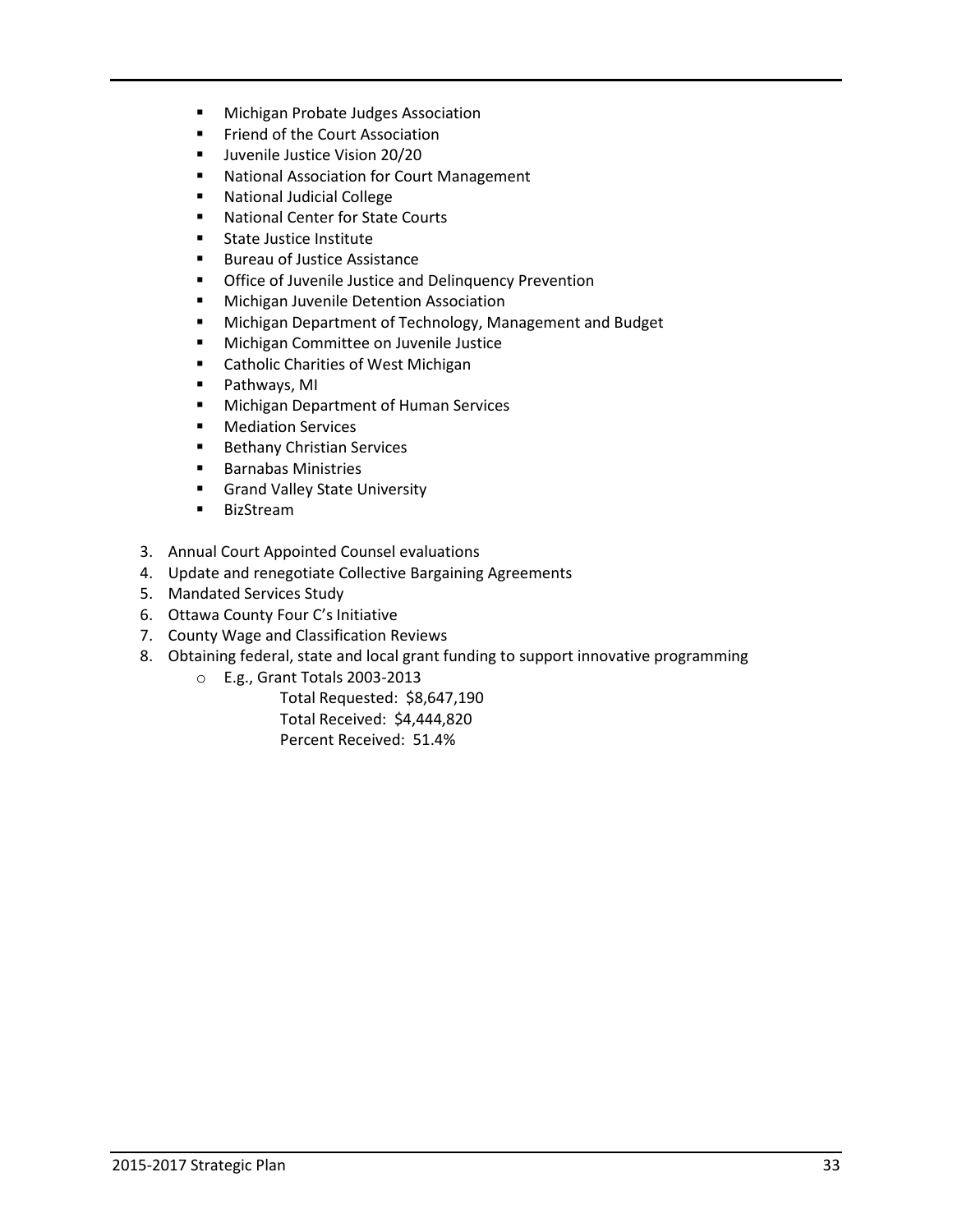- Michigan Probate Judges Association
- Friend of the Court Association
- Juvenile Justice Vision 20/20
- National Association for Court Management
- National Judicial College
- National Center for State Courts
- State Justice Institute
- Bureau of Justice Assistance
- Office of Juvenile Justice and Delinquency Prevention
- Michigan Juvenile Detention Association
- Michigan Department of Technology, Management and Budget
- Michigan Committee on Juvenile Justice
- Catholic Charities of West Michigan
- Pathways, MI
- Michigan Department of Human Services
- Mediation Services
- Bethany Christian Services
- Barnabas Ministries
- Grand Valley State University
- BizStream

3. Annual Court Appointed Counsel evaluations
4. Update and renegotiate Collective Bargaining Agreements
5. Mandated Services Study
6. Ottawa County Four C's Initiative
7. County Wage and Classification Reviews
8. Obtaining federal, state and local grant funding to support innovative programming
    - E.g., Grant Totals 2003-2013

      Total Requested: $8,647,190
      Total Received: $4,444,820
      Percent Received: 51.4%